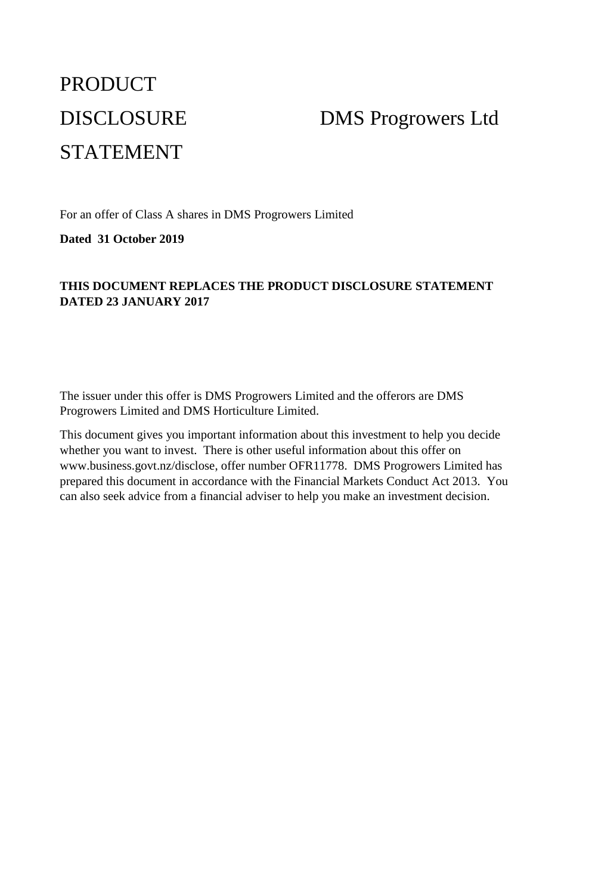# PRODUCT DISCLOSURE STATEMENT

# DMS Progrowers Ltd

For an offer of Class A shares in DMS Progrowers Limited

**Dated 31 October 2019**

**THIS DOCUMENT REPLACES THE PRODUCT DISCLOSURE STATEMENT DATED 23 JANUARY 2017**

The issuer under this offer is DMS Progrowers Limited and the offerors are DMS Progrowers Limited and DMS Horticulture Limited.

This document gives you important information about this investment to help you decide whether you want to invest. There is other useful information about this offer on www.business.govt.nz/disclose, offer number OFR11778. DMS Progrowers Limited has prepared this document in accordance with the Financial Markets Conduct Act 2013. You can also seek advice from a financial adviser to help you make an investment decision.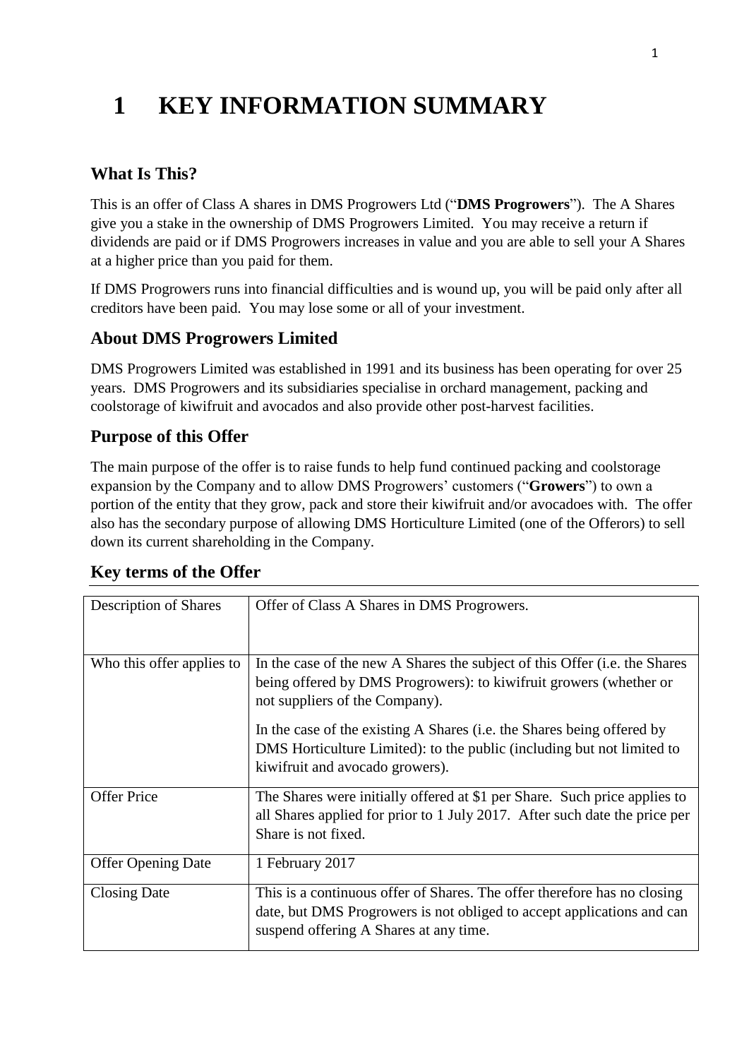# 1 KEY INFORMATION SUMMARY

## What Is This?

This is an offer of Class A shares in DMS Progrowers Ltd ("**DMS Progrowers**"). The A Shares give you a stake in the ownership of DMS Progrowers Limited. You may receive a return if dividends are paid or if DMS Progrowers increases in value and you are able to sell your A Shares at a higher price than you paid for them.

If DMS Progrowers runs into financial difficulties and is wound up, you will be paid only after all creditors have been paid. You may lose some or all of your investment.

## About DMS Progrowers Limited

DMS Progrowers Limited was established in 1991 and its business has been operating for over 25 years. DMS Progrowers and its subsidiaries specialise in orchard management, packing and coolstorage of kiwifruit and avocados and also provide other post-harvest facilities.

## Purpose of this Offer

The main purpose of the offer is to raise funds to help fund continued packing and coolstorage expansion by the Company and to allow DMS Progrowers' customers ("**Growers**") to own a portion of the entity that they grow, pack and store their kiwifruit and/or avocadoes with. The offer also has the secondary purpose of allowing DMS Horticulture Limited (one of the Offerors) to sell down its current shareholding in the Company.

## Key terms of the Offer

| | |
|---|---|
| Description of Shares | Offer of Class A Shares in DMS Progrowers. |
| Who this offer applies to | In the case of the new A Shares the subject of this Offer (i.e. the Shares being offered by DMS Progrowers): to kiwifruit growers (whether or not suppliers of the Company).<br><br>In the case of the existing A Shares (i.e. the Shares being offered by DMS Horticulture Limited): to the public (including but not limited to kiwifruit and avocado growers). |
| Offer Price | The Shares were initially offered at $1 per Share. Such price applies to all Shares applied for prior to 1 July 2017. After such date the price per Share is not fixed. |
| Offer Opening Date | 1 February 2017 |
| Closing Date | This is a continuous offer of Shares. The offer therefore has no closing date, but DMS Progrowers is not obliged to accept applications and can suspend offering A Shares at any time. |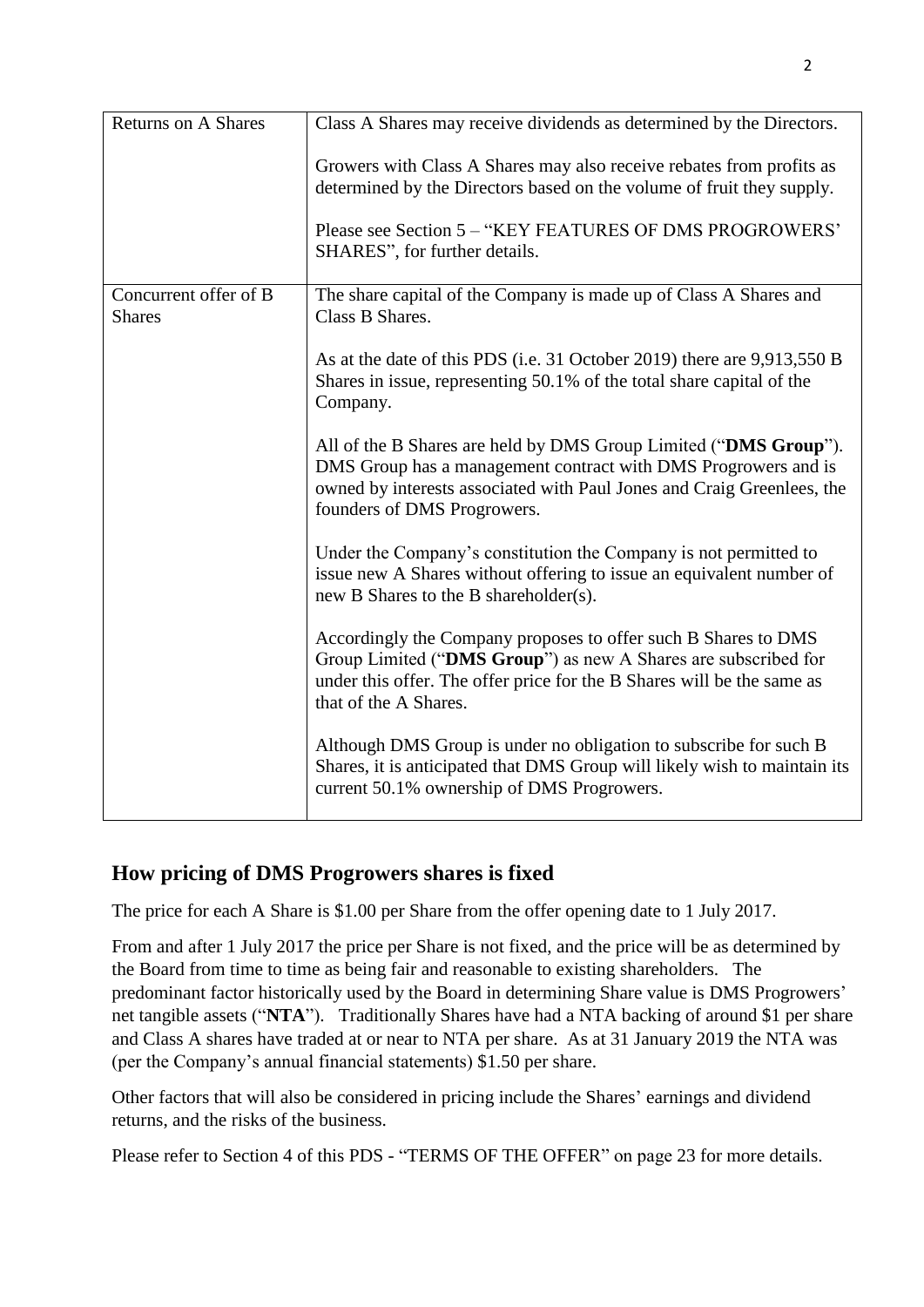| Returns on A Shares | Class A Shares may receive dividends as determined by the Directors.<br><br>Growers with Class A Shares may also receive rebates from profits as determined by the Directors based on the volume of fruit they supply.<br><br>Please see Section 5 – "KEY FEATURES OF DMS PROGROWERS' SHARES", for further details. |
|---|---|
| Concurrent offer of B Shares | The share capital of the Company is made up of Class A Shares and Class B Shares.<br><br>As at the date of this PDS (i.e. 31 October 2019) there are 9,913,550 B Shares in issue, representing 50.1% of the total share capital of the Company.<br><br>All of the B Shares are held by DMS Group Limited ("**DMS Group**"). DMS Group has a management contract with DMS Progrowers and is owned by interests associated with Paul Jones and Craig Greenlees, the founders of DMS Progrowers.<br><br>Under the Company's constitution the Company is not permitted to issue new A Shares without offering to issue an equivalent number of new B Shares to the B shareholder(s).<br><br>Accordingly the Company proposes to offer such B Shares to DMS Group Limited ("**DMS Group**") as new A Shares are subscribed for under this offer. The offer price for the B Shares will be the same as that of the A Shares.<br><br>Although DMS Group is under no obligation to subscribe for such B Shares, it is anticipated that DMS Group will likely wish to maintain its current 50.1% ownership of DMS Progrowers. |

## How pricing of DMS Progrowers shares is fixed

The price for each A Share is $1.00 per Share from the offer opening date to 1 July 2017.

From and after 1 July 2017 the price per Share is not fixed, and the price will be as determined by the Board from time to time as being fair and reasonable to existing shareholders. The predominant factor historically used by the Board in determining Share value is DMS Progrowers' net tangible assets ("**NTA**"). Traditionally Shares have had a NTA backing of around $1 per share and Class A shares have traded at or near to NTA per share. As at 31 January 2019 the NTA was (per the Company's annual financial statements) $1.50 per share.

Other factors that will also be considered in pricing include the Shares' earnings and dividend returns, and the risks of the business.

Please refer to Section 4 of this PDS - "TERMS OF THE OFFER" on page 23 for more details.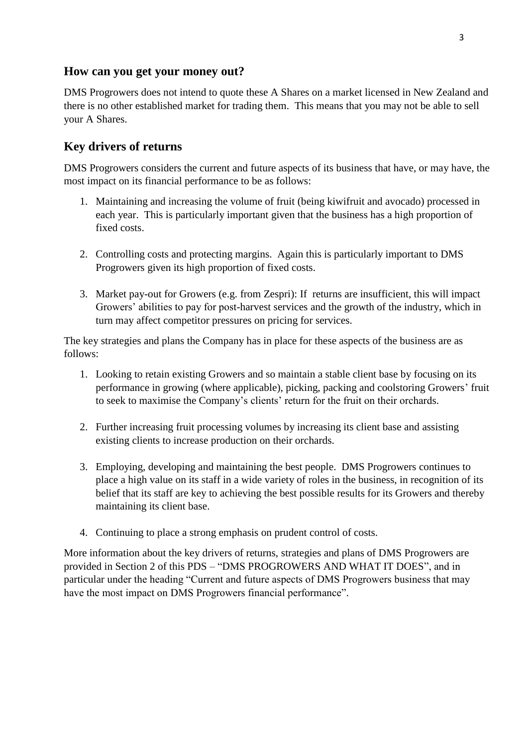## How can you get your money out?

DMS Progrowers does not intend to quote these A Shares on a market licensed in New Zealand and there is no other established market for trading them. This means that you may not be able to sell your A Shares.

## Key drivers of returns

DMS Progrowers considers the current and future aspects of its business that have, or may have, the most impact on its financial performance to be as follows:

1. Maintaining and increasing the volume of fruit (being kiwifruit and avocado) processed in each year. This is particularly important given that the business has a high proportion of fixed costs.

2. Controlling costs and protecting margins. Again this is particularly important to DMS Progrowers given its high proportion of fixed costs.

3. Market pay-out for Growers (e.g. from Zespri): If returns are insufficient, this will impact Growers' abilities to pay for post-harvest services and the growth of the industry, which in turn may affect competitor pressures on pricing for services.

The key strategies and plans the Company has in place for these aspects of the business are as follows:

1. Looking to retain existing Growers and so maintain a stable client base by focusing on its performance in growing (where applicable), picking, packing and coolstoring Growers' fruit to seek to maximise the Company's clients' return for the fruit on their orchards.

2. Further increasing fruit processing volumes by increasing its client base and assisting existing clients to increase production on their orchards.

3. Employing, developing and maintaining the best people. DMS Progrowers continues to place a high value on its staff in a wide variety of roles in the business, in recognition of its belief that its staff are key to achieving the best possible results for its Growers and thereby maintaining its client base.

4. Continuing to place a strong emphasis on prudent control of costs.

More information about the key drivers of returns, strategies and plans of DMS Progrowers are provided in Section 2 of this PDS – "DMS PROGROWERS AND WHAT IT DOES", and in particular under the heading "Current and future aspects of DMS Progrowers business that may have the most impact on DMS Progrowers financial performance".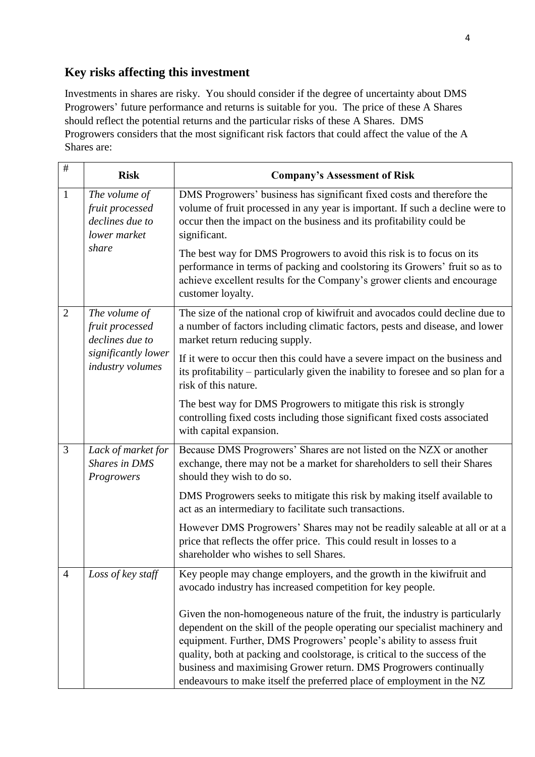## Key risks affecting this investment

Investments in shares are risky. You should consider if the degree of uncertainty about DMS Progrowers' future performance and returns is suitable for you. The price of these A Shares should reflect the potential returns and the particular risks of these A Shares. DMS Progrowers considers that the most significant risk factors that could affect the value of the A Shares are:

| # | Risk | Company's Assessment of Risk |
|---|---|---|
| 1 | *The volume of fruit processed declines due to lower market share* | DMS Progrowers' business has significant fixed costs and therefore the volume of fruit processed in any year is important. If such a decline were to occur then the impact on the business and its profitability could be significant.<br><br>The best way for DMS Progrowers to avoid this risk is to focus on its performance in terms of packing and coolstoring its Growers' fruit so as to achieve excellent results for the Company's grower clients and encourage customer loyalty. |
| 2 | *The volume of fruit processed declines due to significantly lower industry volumes* | The size of the national crop of kiwifruit and avocados could decline due to a number of factors including climatic factors, pests and disease, and lower market return reducing supply.<br><br>If it were to occur then this could have a severe impact on the business and its profitability – particularly given the inability to foresee and so plan for a risk of this nature.<br><br>The best way for DMS Progrowers to mitigate this risk is strongly controlling fixed costs including those significant fixed costs associated with capital expansion. |
| 3 | *Lack of market for Shares in DMS Progrowers* | Because DMS Progrowers' Shares are not listed on the NZX or another exchange, there may not be a market for shareholders to sell their Shares should they wish to do so.<br><br>DMS Progrowers seeks to mitigate this risk by making itself available to act as an intermediary to facilitate such transactions.<br><br>However DMS Progrowers' Shares may not be readily saleable at all or at a price that reflects the offer price. This could result in losses to a shareholder who wishes to sell Shares. |
| 4 | *Loss of key staff* | Key people may change employers, and the growth in the kiwifruit and avocado industry has increased competition for key people.<br><br>Given the non-homogeneous nature of the fruit, the industry is particularly dependent on the skill of the people operating our specialist machinery and equipment. Further, DMS Progrowers' people's ability to assess fruit quality, both at packing and coolstorage, is critical to the success of the business and maximising Grower return. DMS Progrowers continually endeavours to make itself the preferred place of employment in the NZ |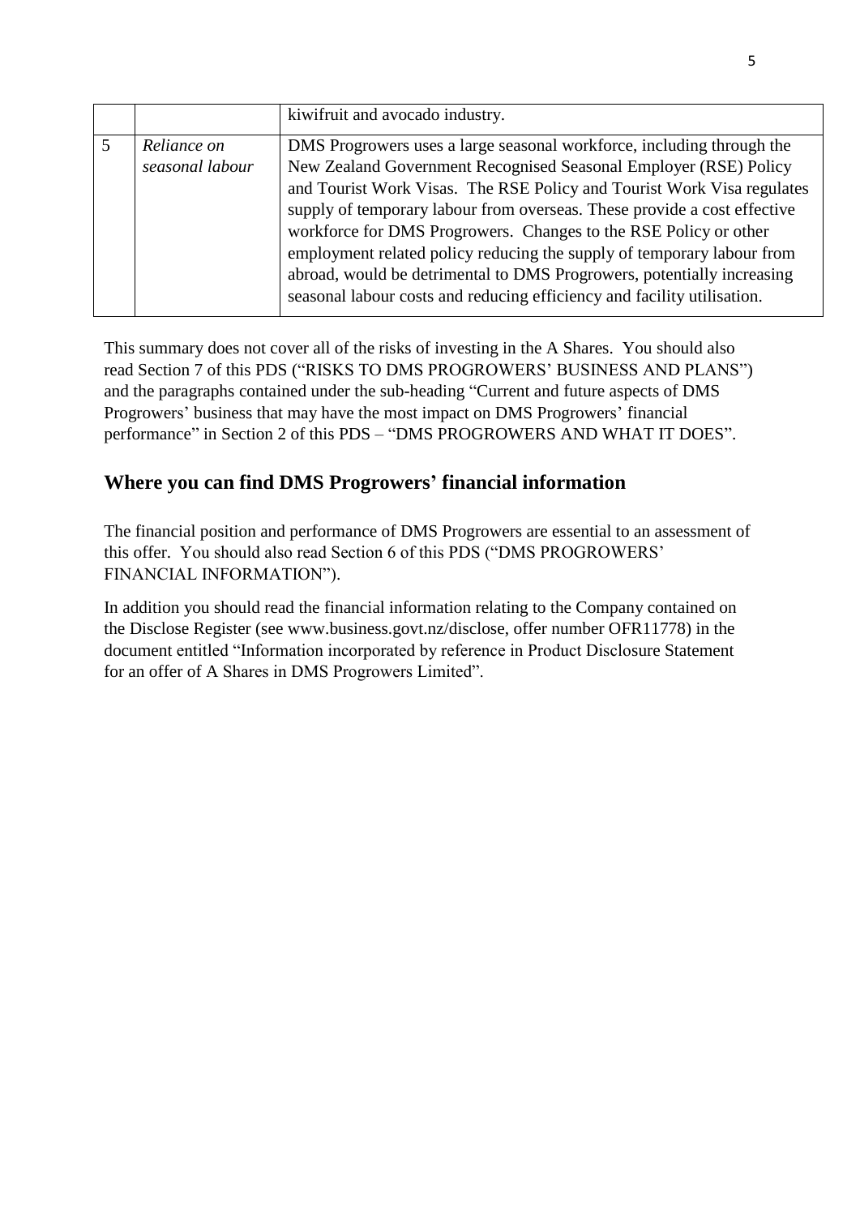| | | |
|---|---|---|
| | | kiwifruit and avocado industry. |
| 5 | *Reliance on seasonal labour* | DMS Progrowers uses a large seasonal workforce, including through the New Zealand Government Recognised Seasonal Employer (RSE) Policy and Tourist Work Visas. The RSE Policy and Tourist Work Visa regulates supply of temporary labour from overseas. These provide a cost effective workforce for DMS Progrowers. Changes to the RSE Policy or other employment related policy reducing the supply of temporary labour from abroad, would be detrimental to DMS Progrowers, potentially increasing seasonal labour costs and reducing efficiency and facility utilisation. |

This summary does not cover all of the risks of investing in the A Shares. You should also read Section 7 of this PDS ("RISKS TO DMS PROGROWERS' BUSINESS AND PLANS") and the paragraphs contained under the sub-heading "Current and future aspects of DMS Progrowers' business that may have the most impact on DMS Progrowers' financial performance" in Section 2 of this PDS – "DMS PROGROWERS AND WHAT IT DOES".

## Where you can find DMS Progrowers' financial information

The financial position and performance of DMS Progrowers are essential to an assessment of this offer. You should also read Section 6 of this PDS ("DMS PROGROWERS' FINANCIAL INFORMATION").

In addition you should read the financial information relating to the Company contained on the Disclose Register (see www.business.govt.nz/disclose, offer number OFR11778) in the document entitled "Information incorporated by reference in Product Disclosure Statement for an offer of A Shares in DMS Progrowers Limited".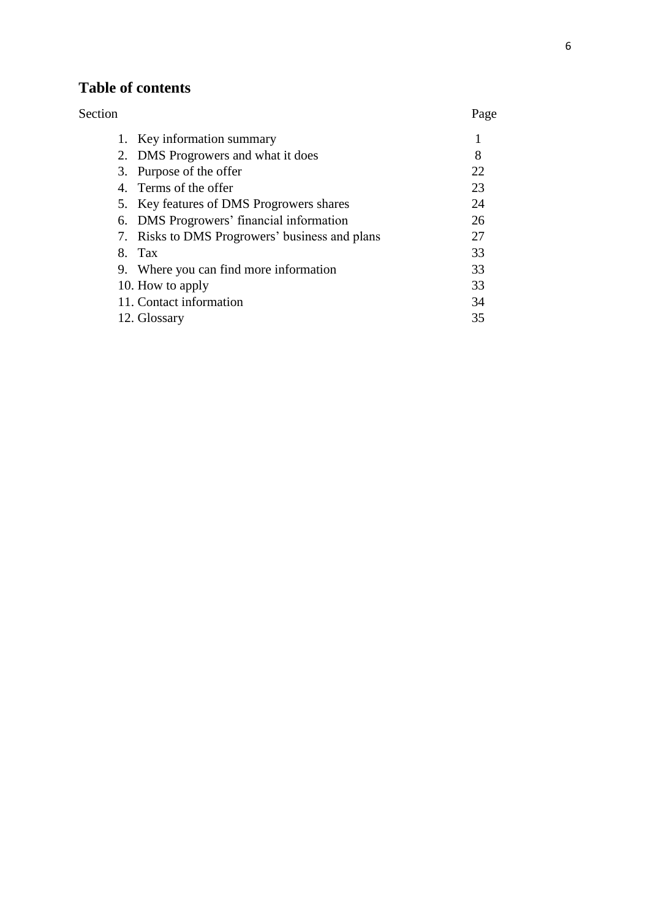## Table of contents

| Section | Page |
|---|---|
| 1. Key information summary | 1 |
| 2. DMS Progrowers and what it does | 8 |
| 3. Purpose of the offer | 22 |
| 4. Terms of the offer | 23 |
| 5. Key features of DMS Progrowers shares | 24 |
| 6. DMS Progrowers' financial information | 26 |
| 7. Risks to DMS Progrowers' business and plans | 27 |
| 8. Tax | 33 |
| 9. Where you can find more information | 33 |
| 10. How to apply | 33 |
| 11. Contact information | 34 |
| 12. Glossary | 35 |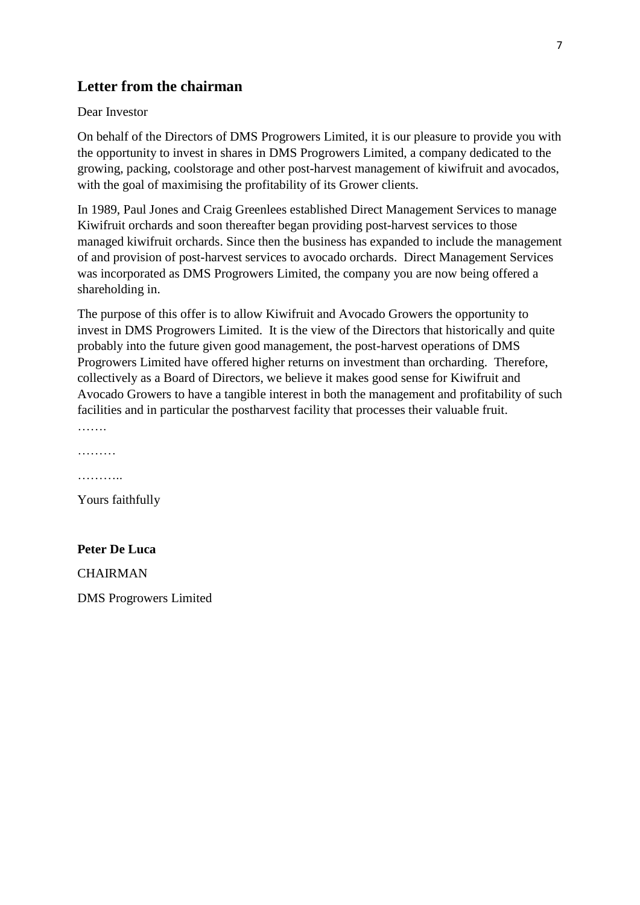## Letter from the chairman

Dear Investor

On behalf of the Directors of DMS Progrowers Limited, it is our pleasure to provide you with the opportunity to invest in shares in DMS Progrowers Limited, a company dedicated to the growing, packing, coolstorage and other post-harvest management of kiwifruit and avocados, with the goal of maximising the profitability of its Grower clients.

In 1989, Paul Jones and Craig Greenlees established Direct Management Services to manage Kiwifruit orchards and soon thereafter began providing post-harvest services to those managed kiwifruit orchards. Since then the business has expanded to include the management of and provision of post-harvest services to avocado orchards. Direct Management Services was incorporated as DMS Progrowers Limited, the company you are now being offered a shareholding in.

The purpose of this offer is to allow Kiwifruit and Avocado Growers the opportunity to invest in DMS Progrowers Limited. It is the view of the Directors that historically and quite probably into the future given good management, the post-harvest operations of DMS Progrowers Limited have offered higher returns on investment than orcharding. Therefore, collectively as a Board of Directors, we believe it makes good sense for Kiwifruit and Avocado Growers to have a tangible interest in both the management and profitability of such facilities and in particular the postharvest facility that processes their valuable fruit.

…….

………

………..

Yours faithfully

**Peter De Luca**

CHAIRMAN

DMS Progrowers Limited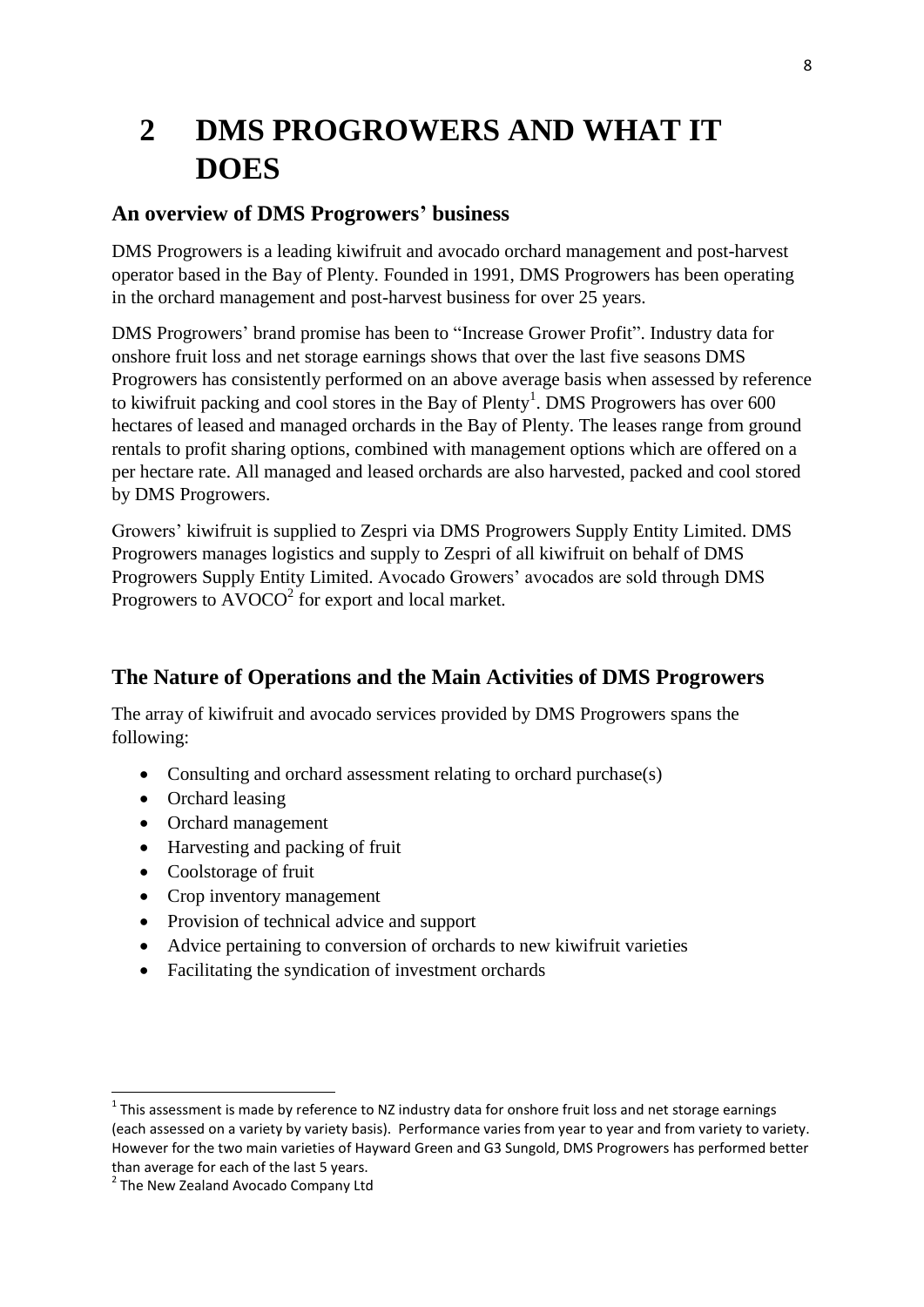# 2 DMS PROGROWERS AND WHAT IT DOES

## An overview of DMS Progrowers' business

DMS Progrowers is a leading kiwifruit and avocado orchard management and post-harvest operator based in the Bay of Plenty. Founded in 1991, DMS Progrowers has been operating in the orchard management and post-harvest business for over 25 years.

DMS Progrowers' brand promise has been to "Increase Grower Profit". Industry data for onshore fruit loss and net storage earnings shows that over the last five seasons DMS Progrowers has consistently performed on an above average basis when assessed by reference to kiwifruit packing and cool stores in the Bay of Plenty[1]. DMS Progrowers has over 600 hectares of leased and managed orchards in the Bay of Plenty. The leases range from ground rentals to profit sharing options, combined with management options which are offered on a per hectare rate. All managed and leased orchards are also harvested, packed and cool stored by DMS Progrowers.

Growers' kiwifruit is supplied to Zespri via DMS Progrowers Supply Entity Limited. DMS Progrowers manages logistics and supply to Zespri of all kiwifruit on behalf of DMS Progrowers Supply Entity Limited. Avocado Growers' avocados are sold through DMS Progrowers to AVOCO[2] for export and local market.

## The Nature of Operations and the Main Activities of DMS Progrowers

The array of kiwifruit and avocado services provided by DMS Progrowers spans the following:

- Consulting and orchard assessment relating to orchard purchase(s)
- Orchard leasing
- Orchard management
- Harvesting and packing of fruit
- Coolstorage of fruit
- Crop inventory management
- Provision of technical advice and support
- Advice pertaining to conversion of orchards to new kiwifruit varieties
- Facilitating the syndication of investment orchards

[1] This assessment is made by reference to NZ industry data for onshore fruit loss and net storage earnings (each assessed on a variety by variety basis). Performance varies from year to year and from variety to variety. However for the two main varieties of Hayward Green and G3 Sungold, DMS Progrowers has performed better than average for each of the last 5 years.

[2] The New Zealand Avocado Company Ltd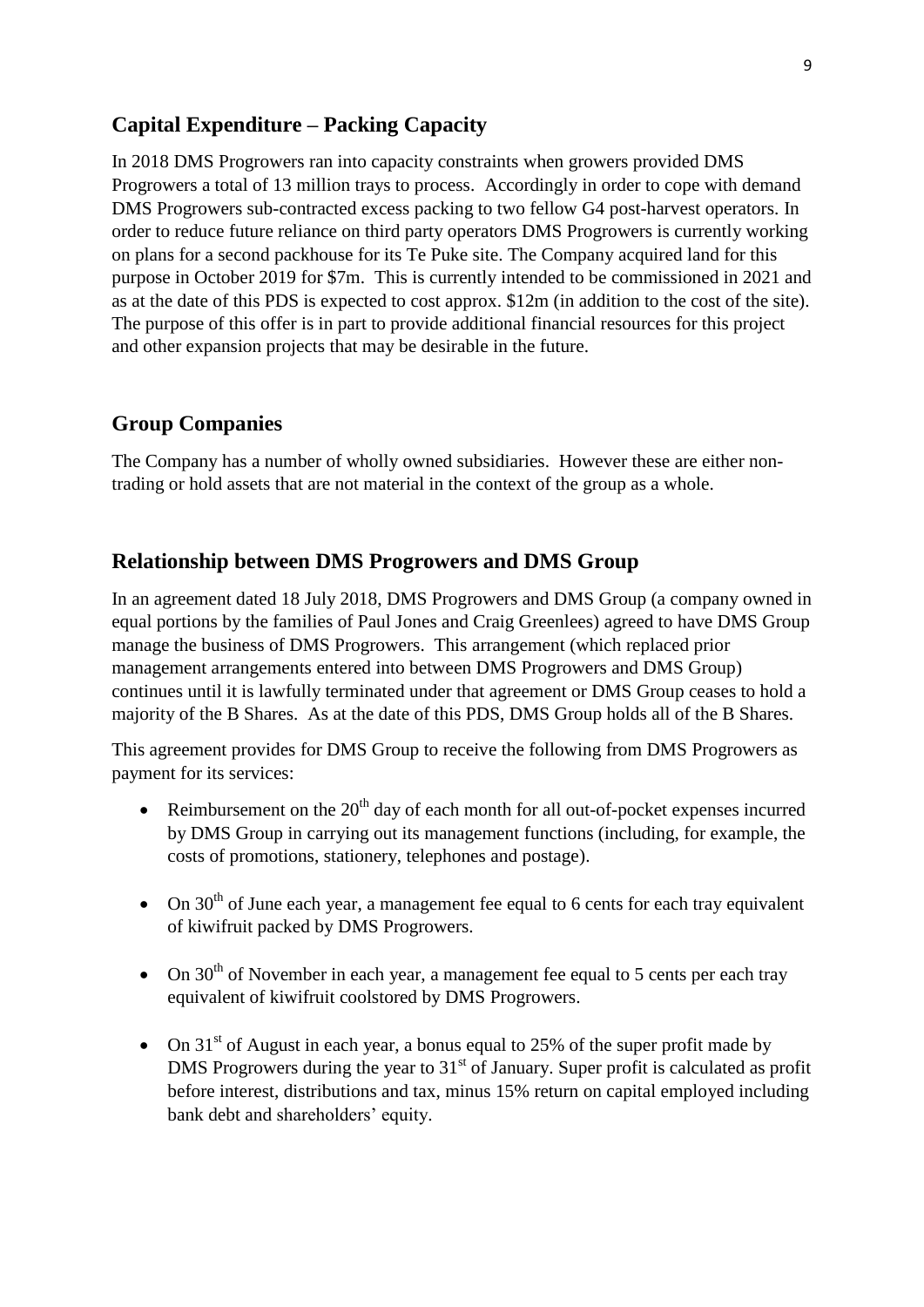## Capital Expenditure – Packing Capacity

In 2018 DMS Progrowers ran into capacity constraints when growers provided DMS Progrowers a total of 13 million trays to process. Accordingly in order to cope with demand DMS Progrowers sub-contracted excess packing to two fellow G4 post-harvest operators. In order to reduce future reliance on third party operators DMS Progrowers is currently working on plans for a second packhouse for its Te Puke site. The Company acquired land for this purpose in October 2019 for $7m. This is currently intended to be commissioned in 2021 and as at the date of this PDS is expected to cost approx. $12m (in addition to the cost of the site). The purpose of this offer is in part to provide additional financial resources for this project and other expansion projects that may be desirable in the future.

## Group Companies

The Company has a number of wholly owned subsidiaries. However these are either non-trading or hold assets that are not material in the context of the group as a whole.

## Relationship between DMS Progrowers and DMS Group

In an agreement dated 18 July 2018, DMS Progrowers and DMS Group (a company owned in equal portions by the families of Paul Jones and Craig Greenlees) agreed to have DMS Group manage the business of DMS Progrowers. This arrangement (which replaced prior management arrangements entered into between DMS Progrowers and DMS Group) continues until it is lawfully terminated under that agreement or DMS Group ceases to hold a majority of the B Shares. As at the date of this PDS, DMS Group holds all of the B Shares.

This agreement provides for DMS Group to receive the following from DMS Progrowers as payment for its services:

- Reimbursement on the 20th day of each month for all out-of-pocket expenses incurred by DMS Group in carrying out its management functions (including, for example, the costs of promotions, stationery, telephones and postage).
- On 30th of June each year, a management fee equal to 6 cents for each tray equivalent of kiwifruit packed by DMS Progrowers.
- On 30th of November in each year, a management fee equal to 5 cents per each tray equivalent of kiwifruit coolstored by DMS Progrowers.
- On 31st of August in each year, a bonus equal to 25% of the super profit made by DMS Progrowers during the year to 31st of January. Super profit is calculated as profit before interest, distributions and tax, minus 15% return on capital employed including bank debt and shareholders' equity.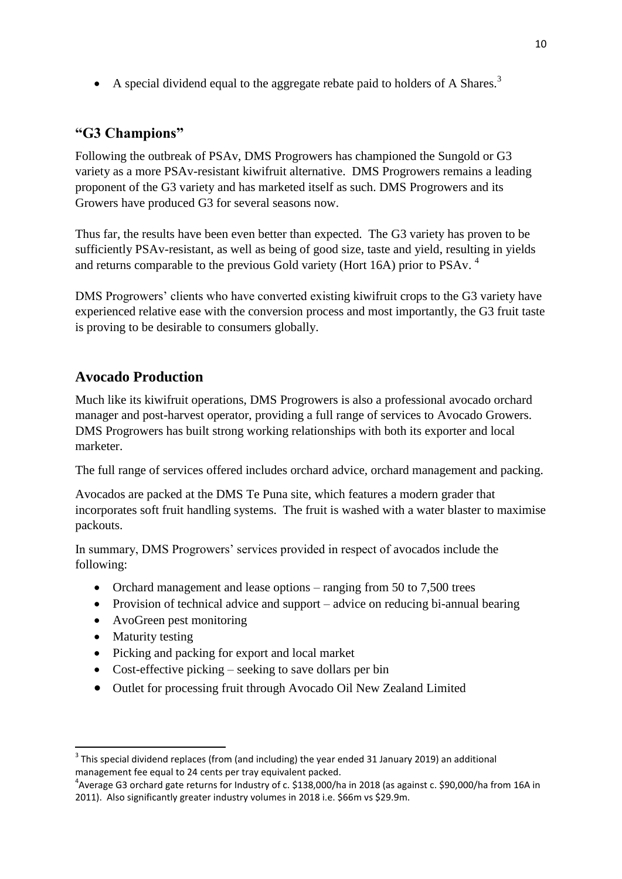- A special dividend equal to the aggregate rebate paid to holders of A Shares.[3]

## "G3 Champions"

Following the outbreak of PSAv, DMS Progrowers has championed the Sungold or G3 variety as a more PSAv-resistant kiwifruit alternative. DMS Progrowers remains a leading proponent of the G3 variety and has marketed itself as such. DMS Progrowers and its Growers have produced G3 for several seasons now.

Thus far, the results have been even better than expected. The G3 variety has proven to be sufficiently PSAv-resistant, as well as being of good size, taste and yield, resulting in yields and returns comparable to the previous Gold variety (Hort 16A) prior to PSAv. [4]

DMS Progrowers' clients who have converted existing kiwifruit crops to the G3 variety have experienced relative ease with the conversion process and most importantly, the G3 fruit taste is proving to be desirable to consumers globally.

## Avocado Production

Much like its kiwifruit operations, DMS Progrowers is also a professional avocado orchard manager and post-harvest operator, providing a full range of services to Avocado Growers. DMS Progrowers has built strong working relationships with both its exporter and local marketer.

The full range of services offered includes orchard advice, orchard management and packing.

Avocados are packed at the DMS Te Puna site, which features a modern grader that incorporates soft fruit handling systems. The fruit is washed with a water blaster to maximise packouts.

In summary, DMS Progrowers' services provided in respect of avocados include the following:

- Orchard management and lease options – ranging from 50 to 7,500 trees
- Provision of technical advice and support – advice on reducing bi-annual bearing
- AvoGreen pest monitoring
- Maturity testing
- Picking and packing for export and local market
- Cost-effective picking – seeking to save dollars per bin
- Outlet for processing fruit through Avocado Oil New Zealand Limited

---

[3] This special dividend replaces (from (and including) the year ended 31 January 2019) an additional management fee equal to 24 cents per tray equivalent packed.

[4] Average G3 orchard gate returns for Industry of c. $138,000/ha in 2018 (as against c. $90,000/ha from 16A in 2011). Also significantly greater industry volumes in 2018 i.e. $66m vs $29.9m.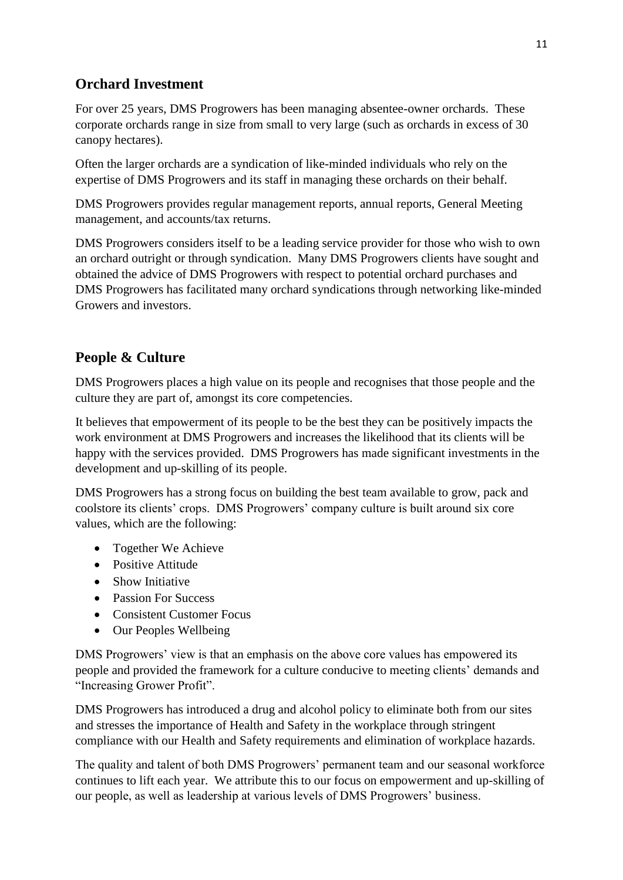## Orchard Investment

For over 25 years, DMS Progrowers has been managing absentee-owner orchards. These corporate orchards range in size from small to very large (such as orchards in excess of 30 canopy hectares).

Often the larger orchards are a syndication of like-minded individuals who rely on the expertise of DMS Progrowers and its staff in managing these orchards on their behalf.

DMS Progrowers provides regular management reports, annual reports, General Meeting management, and accounts/tax returns.

DMS Progrowers considers itself to be a leading service provider for those who wish to own an orchard outright or through syndication. Many DMS Progrowers clients have sought and obtained the advice of DMS Progrowers with respect to potential orchard purchases and DMS Progrowers has facilitated many orchard syndications through networking like-minded Growers and investors.

## People & Culture

DMS Progrowers places a high value on its people and recognises that those people and the culture they are part of, amongst its core competencies.

It believes that empowerment of its people to be the best they can be positively impacts the work environment at DMS Progrowers and increases the likelihood that its clients will be happy with the services provided. DMS Progrowers has made significant investments in the development and up-skilling of its people.

DMS Progrowers has a strong focus on building the best team available to grow, pack and coolstore its clients' crops. DMS Progrowers' company culture is built around six core values, which are the following:

- Together We Achieve
- Positive Attitude
- Show Initiative
- Passion For Success
- Consistent Customer Focus
- Our Peoples Wellbeing

DMS Progrowers' view is that an emphasis on the above core values has empowered its people and provided the framework for a culture conducive to meeting clients' demands and "Increasing Grower Profit".

DMS Progrowers has introduced a drug and alcohol policy to eliminate both from our sites and stresses the importance of Health and Safety in the workplace through stringent compliance with our Health and Safety requirements and elimination of workplace hazards.

The quality and talent of both DMS Progrowers' permanent team and our seasonal workforce continues to lift each year. We attribute this to our focus on empowerment and up-skilling of our people, as well as leadership at various levels of DMS Progrowers' business.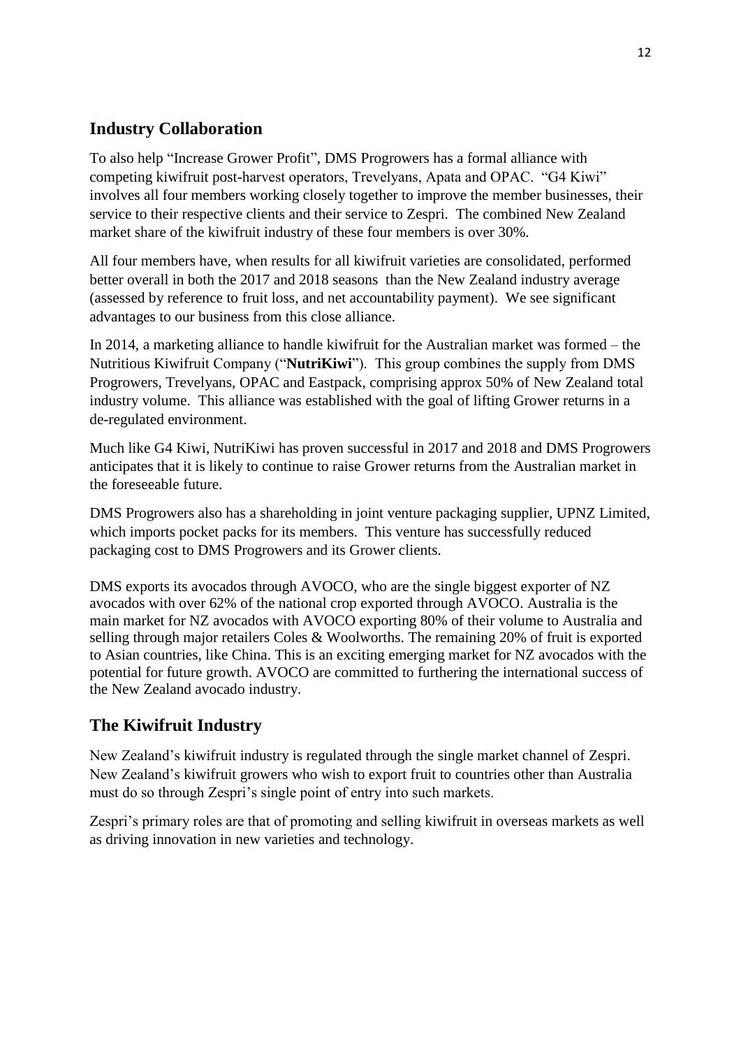## Industry Collaboration

To also help "Increase Grower Profit", DMS Progrowers has a formal alliance with competing kiwifruit post-harvest operators, Trevelyans, Apata and OPAC. "G4 Kiwi" involves all four members working closely together to improve the member businesses, their service to their respective clients and their service to Zespri. The combined New Zealand market share of the kiwifruit industry of these four members is over 30%.

All four members have, when results for all kiwifruit varieties are consolidated, performed better overall in both the 2017 and 2018 seasons than the New Zealand industry average (assessed by reference to fruit loss, and net accountability payment). We see significant advantages to our business from this close alliance.

In 2014, a marketing alliance to handle kiwifruit for the Australian market was formed – the Nutritious Kiwifruit Company ("**NutriKiwi**"). This group combines the supply from DMS Progrowers, Trevelyans, OPAC and Eastpack, comprising approx 50% of New Zealand total industry volume. This alliance was established with the goal of lifting Grower returns in a de-regulated environment.

Much like G4 Kiwi, NutriKiwi has proven successful in 2017 and 2018 and DMS Progrowers anticipates that it is likely to continue to raise Grower returns from the Australian market in the foreseeable future.

DMS Progrowers also has a shareholding in joint venture packaging supplier, UPNZ Limited, which imports pocket packs for its members. This venture has successfully reduced packaging cost to DMS Progrowers and its Grower clients.

DMS exports its avocados through AVOCO, who are the single biggest exporter of NZ avocados with over 62% of the national crop exported through AVOCO. Australia is the main market for NZ avocados with AVOCO exporting 80% of their volume to Australia and selling through major retailers Coles & Woolworths. The remaining 20% of fruit is exported to Asian countries, like China. This is an exciting emerging market for NZ avocados with the potential for future growth. AVOCO are committed to furthering the international success of the New Zealand avocado industry.

## The Kiwifruit Industry

New Zealand's kiwifruit industry is regulated through the single market channel of Zespri. New Zealand's kiwifruit growers who wish to export fruit to countries other than Australia must do so through Zespri's single point of entry into such markets.

Zespri's primary roles are that of promoting and selling kiwifruit in overseas markets as well as driving innovation in new varieties and technology.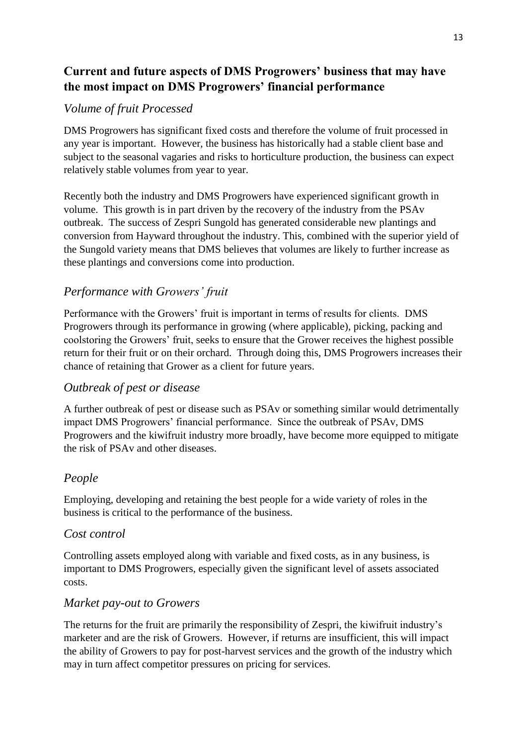## Current and future aspects of DMS Progrowers' business that may have the most impact on DMS Progrowers' financial performance

### *Volume of fruit Processed*

DMS Progrowers has significant fixed costs and therefore the volume of fruit processed in any year is important. However, the business has historically had a stable client base and subject to the seasonal vagaries and risks to horticulture production, the business can expect relatively stable volumes from year to year.

Recently both the industry and DMS Progrowers have experienced significant growth in volume. This growth is in part driven by the recovery of the industry from the PSAv outbreak. The success of Zespri Sungold has generated considerable new plantings and conversion from Hayward throughout the industry. This, combined with the superior yield of the Sungold variety means that DMS believes that volumes are likely to further increase as these plantings and conversions come into production.

### *Performance with Growers' fruit*

Performance with the Growers' fruit is important in terms of results for clients. DMS Progrowers through its performance in growing (where applicable), picking, packing and coolstoring the Growers' fruit, seeks to ensure that the Grower receives the highest possible return for their fruit or on their orchard. Through doing this, DMS Progrowers increases their chance of retaining that Grower as a client for future years.

### *Outbreak of pest or disease*

A further outbreak of pest or disease such as PSAv or something similar would detrimentally impact DMS Progrowers' financial performance. Since the outbreak of PSAv, DMS Progrowers and the kiwifruit industry more broadly, have become more equipped to mitigate the risk of PSAv and other diseases.

### *People*

Employing, developing and retaining the best people for a wide variety of roles in the business is critical to the performance of the business.

### *Cost control*

Controlling assets employed along with variable and fixed costs, as in any business, is important to DMS Progrowers, especially given the significant level of assets associated costs.

### *Market pay-out to Growers*

The returns for the fruit are primarily the responsibility of Zespri, the kiwifruit industry's marketer and are the risk of Growers. However, if returns are insufficient, this will impact the ability of Growers to pay for post-harvest services and the growth of the industry which may in turn affect competitor pressures on pricing for services.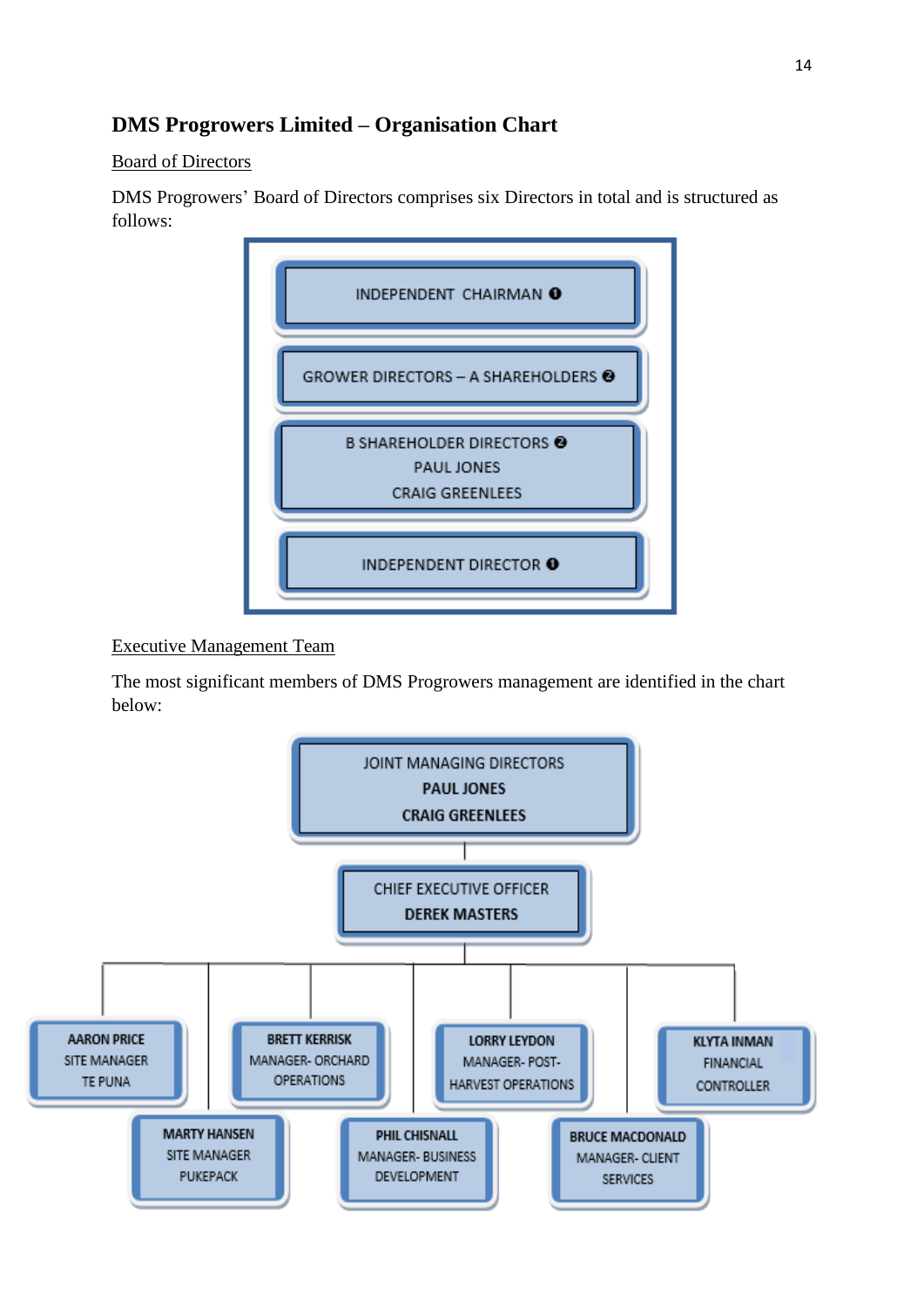## DMS Progrowers Limited – Organisation Chart

Board of Directors

DMS Progrowers' Board of Directors comprises six Directors in total and is structured as follows:

- INDEPENDENT CHAIRMAN ❶
- GROWER DIRECTORS – A SHAREHOLDERS ❷
- B SHAREHOLDER DIRECTORS ❷
  - PAUL JONES
  - CRAIG GREENLEES
- INDEPENDENT DIRECTOR ❶

Executive Management Team

The most significant members of DMS Progrowers management are identified in the chart below:

- JOINT MANAGING DIRECTORS
  - **PAUL JONES**
  - **CRAIG GREENLEES**
- CHIEF EXECUTIVE OFFICER
  - **DEREK MASTERS**
- Reporting to the Chief Executive Officer:
  - **AARON PRICE** – SITE MANAGER TE PUNA
  - **MARTY HANSEN** – SITE MANAGER PUKEPACK
  - **BRETT KERRISK** – MANAGER- ORCHARD OPERATIONS
  - **PHIL CHISNALL** – MANAGER- BUSINESS DEVELOPMENT
  - **LORRY LEYDON** – MANAGER- POST-HARVEST OPERATIONS
  - **BRUCE MACDONALD** – MANAGER- CLIENT SERVICES
  - **KLYTA INMAN** – FINANCIAL CONTROLLER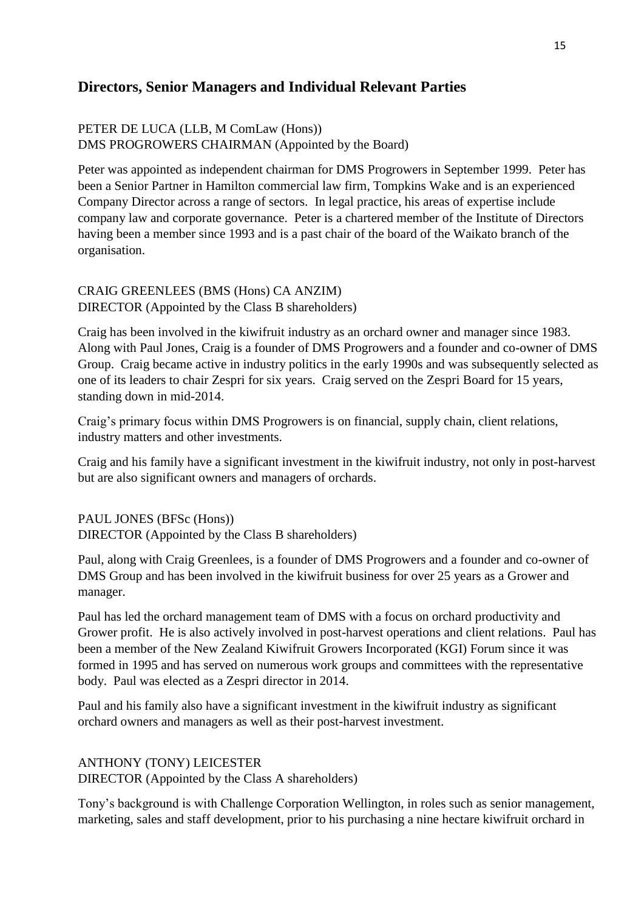## Directors, Senior Managers and Individual Relevant Parties

PETER DE LUCA (LLB, M ComLaw (Hons))
DMS PROGROWERS CHAIRMAN (Appointed by the Board)

Peter was appointed as independent chairman for DMS Progrowers in September 1999. Peter has been a Senior Partner in Hamilton commercial law firm, Tompkins Wake and is an experienced Company Director across a range of sectors. In legal practice, his areas of expertise include company law and corporate governance. Peter is a chartered member of the Institute of Directors having been a member since 1993 and is a past chair of the board of the Waikato branch of the organisation.

CRAIG GREENLEES (BMS (Hons) CA ANZIM)
DIRECTOR (Appointed by the Class B shareholders)

Craig has been involved in the kiwifruit industry as an orchard owner and manager since 1983. Along with Paul Jones, Craig is a founder of DMS Progrowers and a founder and co-owner of DMS Group. Craig became active in industry politics in the early 1990s and was subsequently selected as one of its leaders to chair Zespri for six years. Craig served on the Zespri Board for 15 years, standing down in mid-2014.

Craig's primary focus within DMS Progrowers is on financial, supply chain, client relations, industry matters and other investments.

Craig and his family have a significant investment in the kiwifruit industry, not only in post-harvest but are also significant owners and managers of orchards.

PAUL JONES (BFSc (Hons))
DIRECTOR (Appointed by the Class B shareholders)

Paul, along with Craig Greenlees, is a founder of DMS Progrowers and a founder and co-owner of DMS Group and has been involved in the kiwifruit business for over 25 years as a Grower and manager.

Paul has led the orchard management team of DMS with a focus on orchard productivity and Grower profit. He is also actively involved in post-harvest operations and client relations. Paul has been a member of the New Zealand Kiwifruit Growers Incorporated (KGI) Forum since it was formed in 1995 and has served on numerous work groups and committees with the representative body. Paul was elected as a Zespri director in 2014.

Paul and his family also have a significant investment in the kiwifruit industry as significant orchard owners and managers as well as their post-harvest investment.

ANTHONY (TONY) LEICESTER
DIRECTOR (Appointed by the Class A shareholders)

Tony's background is with Challenge Corporation Wellington, in roles such as senior management, marketing, sales and staff development, prior to his purchasing a nine hectare kiwifruit orchard in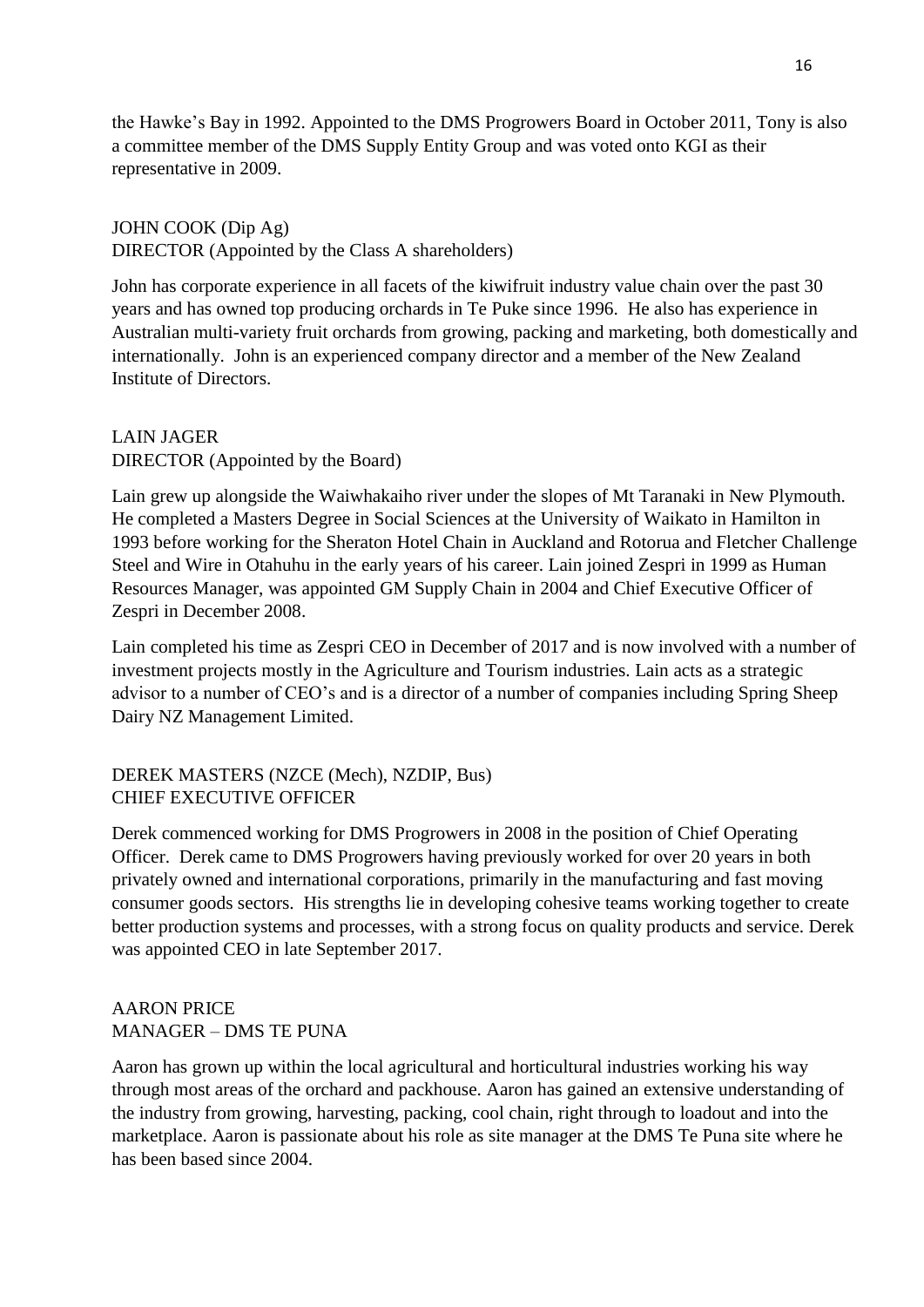the Hawke's Bay in 1992. Appointed to the DMS Progrowers Board in October 2011, Tony is also a committee member of the DMS Supply Entity Group and was voted onto KGI as their representative in 2009.

JOHN COOK (Dip Ag)
DIRECTOR (Appointed by the Class A shareholders)

John has corporate experience in all facets of the kiwifruit industry value chain over the past 30 years and has owned top producing orchards in Te Puke since 1996. He also has experience in Australian multi-variety fruit orchards from growing, packing and marketing, both domestically and internationally. John is an experienced company director and a member of the New Zealand Institute of Directors.

LAIN JAGER
DIRECTOR (Appointed by the Board)

Lain grew up alongside the Waiwhakaiho river under the slopes of Mt Taranaki in New Plymouth. He completed a Masters Degree in Social Sciences at the University of Waikato in Hamilton in 1993 before working for the Sheraton Hotel Chain in Auckland and Rotorua and Fletcher Challenge Steel and Wire in Otahuhu in the early years of his career. Lain joined Zespri in 1999 as Human Resources Manager, was appointed GM Supply Chain in 2004 and Chief Executive Officer of Zespri in December 2008.

Lain completed his time as Zespri CEO in December of 2017 and is now involved with a number of investment projects mostly in the Agriculture and Tourism industries. Lain acts as a strategic advisor to a number of CEO's and is a director of a number of companies including Spring Sheep Dairy NZ Management Limited.

DEREK MASTERS (NZCE (Mech), NZDIP, Bus)
CHIEF EXECUTIVE OFFICER

Derek commenced working for DMS Progrowers in 2008 in the position of Chief Operating Officer. Derek came to DMS Progrowers having previously worked for over 20 years in both privately owned and international corporations, primarily in the manufacturing and fast moving consumer goods sectors. His strengths lie in developing cohesive teams working together to create better production systems and processes, with a strong focus on quality products and service. Derek was appointed CEO in late September 2017.

AARON PRICE
MANAGER – DMS TE PUNA

Aaron has grown up within the local agricultural and horticultural industries working his way through most areas of the orchard and packhouse. Aaron has gained an extensive understanding of the industry from growing, harvesting, packing, cool chain, right through to loadout and into the marketplace. Aaron is passionate about his role as site manager at the DMS Te Puna site where he has been based since 2004.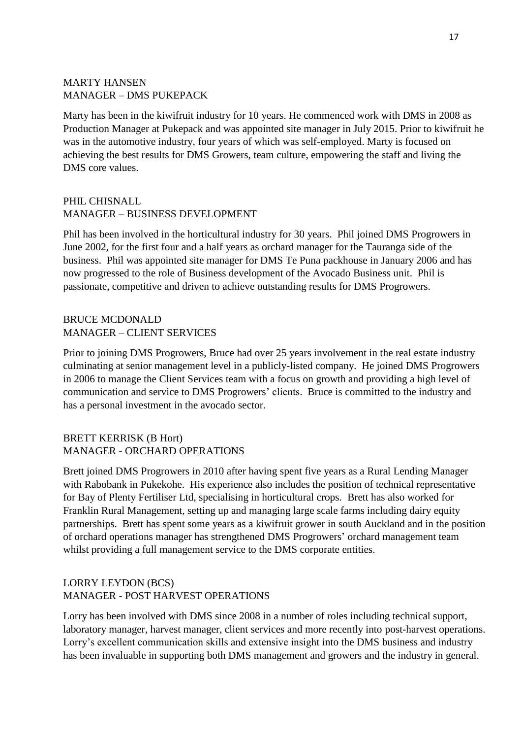MARTY HANSEN
MANAGER – DMS PUKEPACK

Marty has been in the kiwifruit industry for 10 years. He commenced work with DMS in 2008 as Production Manager at Pukepack and was appointed site manager in July 2015. Prior to kiwifruit he was in the automotive industry, four years of which was self-employed. Marty is focused on achieving the best results for DMS Growers, team culture, empowering the staff and living the DMS core values.

PHIL CHISNALL
MANAGER – BUSINESS DEVELOPMENT

Phil has been involved in the horticultural industry for 30 years. Phil joined DMS Progrowers in June 2002, for the first four and a half years as orchard manager for the Tauranga side of the business. Phil was appointed site manager for DMS Te Puna packhouse in January 2006 and has now progressed to the role of Business development of the Avocado Business unit. Phil is passionate, competitive and driven to achieve outstanding results for DMS Progrowers.

BRUCE MCDONALD
MANAGER – CLIENT SERVICES

Prior to joining DMS Progrowers, Bruce had over 25 years involvement in the real estate industry culminating at senior management level in a publicly-listed company. He joined DMS Progrowers in 2006 to manage the Client Services team with a focus on growth and providing a high level of communication and service to DMS Progrowers' clients. Bruce is committed to the industry and has a personal investment in the avocado sector.

BRETT KERRISK (B Hort)
MANAGER - ORCHARD OPERATIONS

Brett joined DMS Progrowers in 2010 after having spent five years as a Rural Lending Manager with Rabobank in Pukekohe. His experience also includes the position of technical representative for Bay of Plenty Fertiliser Ltd, specialising in horticultural crops. Brett has also worked for Franklin Rural Management, setting up and managing large scale farms including dairy equity partnerships. Brett has spent some years as a kiwifruit grower in south Auckland and in the position of orchard operations manager has strengthened DMS Progrowers' orchard management team whilst providing a full management service to the DMS corporate entities.

LORRY LEYDON (BCS)
MANAGER - POST HARVEST OPERATIONS

Lorry has been involved with DMS since 2008 in a number of roles including technical support, laboratory manager, harvest manager, client services and more recently into post-harvest operations. Lorry's excellent communication skills and extensive insight into the DMS business and industry has been invaluable in supporting both DMS management and growers and the industry in general.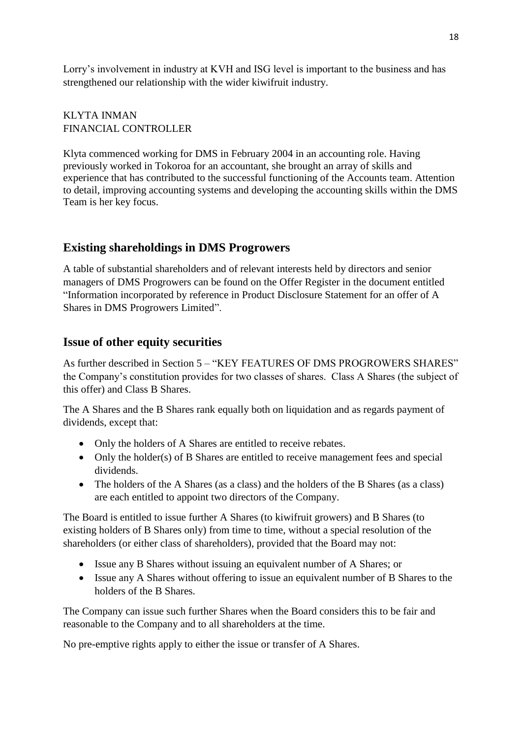Lorry's involvement in industry at KVH and ISG level is important to the business and has strengthened our relationship with the wider kiwifruit industry.

KLYTA INMAN
FINANCIAL CONTROLLER

Klyta commenced working for DMS in February 2004 in an accounting role. Having previously worked in Tokoroa for an accountant, she brought an array of skills and experience that has contributed to the successful functioning of the Accounts team. Attention to detail, improving accounting systems and developing the accounting skills within the DMS Team is her key focus.

## Existing shareholdings in DMS Progrowers

A table of substantial shareholders and of relevant interests held by directors and senior managers of DMS Progrowers can be found on the Offer Register in the document entitled "Information incorporated by reference in Product Disclosure Statement for an offer of A Shares in DMS Progrowers Limited".

## Issue of other equity securities

As further described in Section 5 – "KEY FEATURES OF DMS PROGROWERS SHARES" the Company's constitution provides for two classes of shares. Class A Shares (the subject of this offer) and Class B Shares.

The A Shares and the B Shares rank equally both on liquidation and as regards payment of dividends, except that:

- Only the holders of A Shares are entitled to receive rebates.
- Only the holder(s) of B Shares are entitled to receive management fees and special dividends.
- The holders of the A Shares (as a class) and the holders of the B Shares (as a class) are each entitled to appoint two directors of the Company.

The Board is entitled to issue further A Shares (to kiwifruit growers) and B Shares (to existing holders of B Shares only) from time to time, without a special resolution of the shareholders (or either class of shareholders), provided that the Board may not:

- Issue any B Shares without issuing an equivalent number of A Shares; or
- Issue any A Shares without offering to issue an equivalent number of B Shares to the holders of the B Shares.

The Company can issue such further Shares when the Board considers this to be fair and reasonable to the Company and to all shareholders at the time.

No pre-emptive rights apply to either the issue or transfer of A Shares.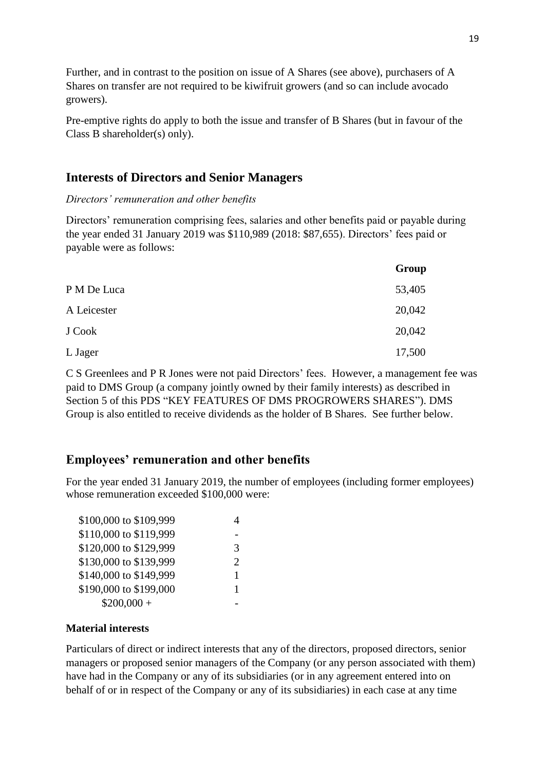Further, and in contrast to the position on issue of A Shares (see above), purchasers of A Shares on transfer are not required to be kiwifruit growers (and so can include avocado growers).

Pre-emptive rights do apply to both the issue and transfer of B Shares (but in favour of the Class B shareholder(s) only).

## Interests of Directors and Senior Managers

*Directors' remuneration and other benefits*

Directors' remuneration comprising fees, salaries and other benefits paid or payable during the year ended 31 January 2019 was $110,989 (2018: $87,655). Directors' fees paid or payable were as follows:

| | Group |
|---|---|
| P M De Luca | 53,405 |
| A Leicester | 20,042 |
| J Cook | 20,042 |
| L Jager | 17,500 |

C S Greenlees and P R Jones were not paid Directors' fees. However, a management fee was paid to DMS Group (a company jointly owned by their family interests) as described in Section 5 of this PDS "KEY FEATURES OF DMS PROGROWERS SHARES"). DMS Group is also entitled to receive dividends as the holder of B Shares. See further below.

## Employees' remuneration and other benefits

For the year ended 31 January 2019, the number of employees (including former employees) whose remuneration exceeded $100,000 were:

| | |
|---|---|
| $100,000 to $109,999 | 4 |
| $110,000 to $119,999 | - |
| $120,000 to $129,999 | 3 |
| $130,000 to $139,999 | 2 |
| $140,000 to $149,999 | 1 |
| $190,000 to $199,000 | 1 |
| $200,000 + | - |

**Material interests**

Particulars of direct or indirect interests that any of the directors, proposed directors, senior managers or proposed senior managers of the Company (or any person associated with them) have had in the Company or any of its subsidiaries (or in any agreement entered into on behalf of or in respect of the Company or any of its subsidiaries) in each case at any time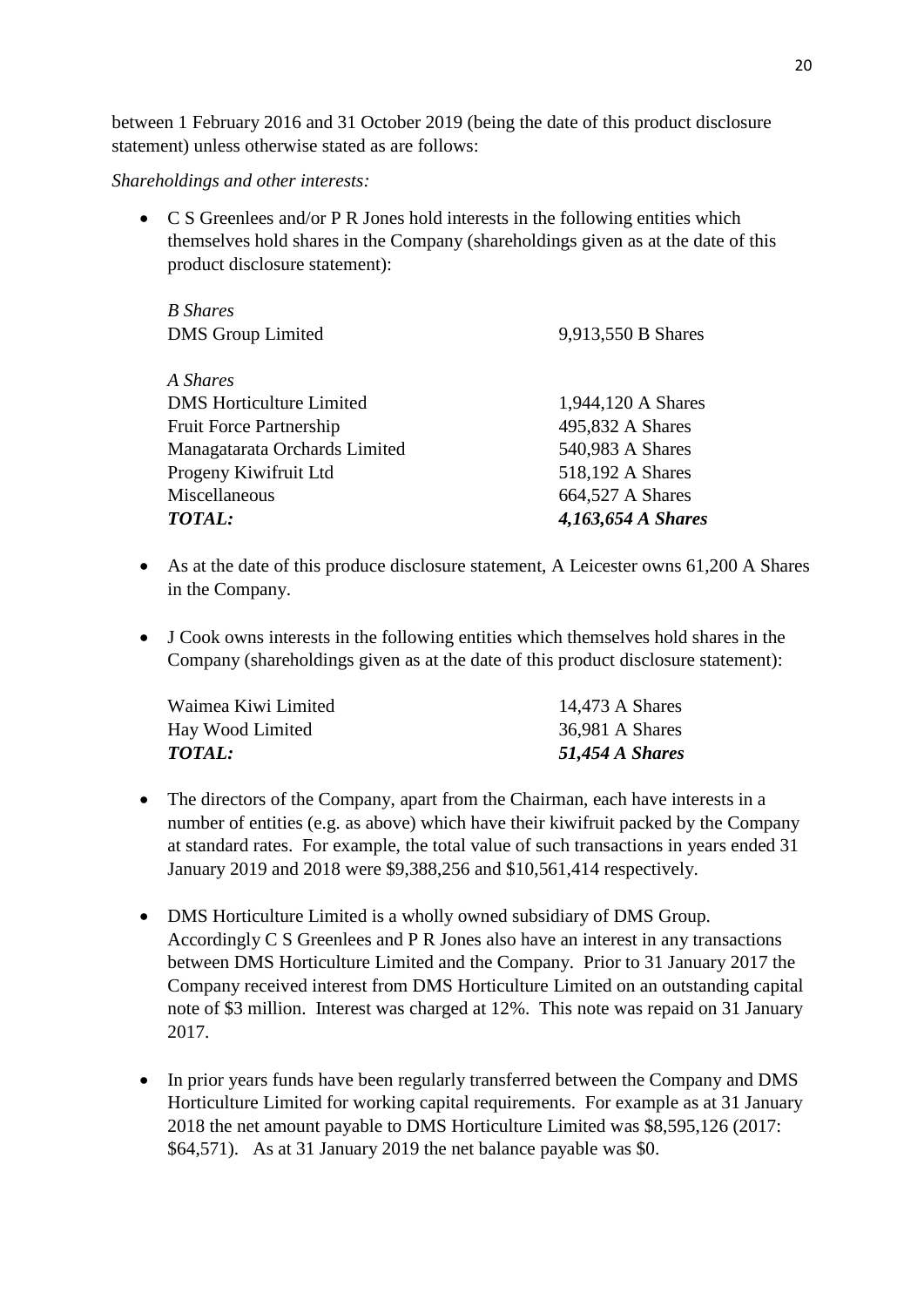between 1 February 2016 and 31 October 2019 (being the date of this product disclosure statement) unless otherwise stated as are follows:

*Shareholdings and other interests:*

- C S Greenlees and/or P R Jones hold interests in the following entities which themselves hold shares in the Company (shareholdings given as at the date of this product disclosure statement):

| | |
|---|---|
| *B Shares* | |
| DMS Group Limited | 9,913,550 B Shares |
| | |
| *A Shares* | |
| DMS Horticulture Limited | 1,944,120 A Shares |
| Fruit Force Partnership | 495,832 A Shares |
| Managatarata Orchards Limited | 540,983 A Shares |
| Progeny Kiwifruit Ltd | 518,192 A Shares |
| Miscellaneous | 664,527 A Shares |
| ***TOTAL:*** | ***4,163,654 A Shares*** |

- As at the date of this produce disclosure statement, A Leicester owns 61,200 A Shares in the Company.

- J Cook owns interests in the following entities which themselves hold shares in the Company (shareholdings given as at the date of this product disclosure statement):

| | |
|---|---|
| Waimea Kiwi Limited | 14,473 A Shares |
| Hay Wood Limited | 36,981 A Shares |
| ***TOTAL:*** | ***51,454 A Shares*** |

- The directors of the Company, apart from the Chairman, each have interests in a number of entities (e.g. as above) which have their kiwifruit packed by the Company at standard rates. For example, the total value of such transactions in years ended 31 January 2019 and 2018 were $9,388,256 and $10,561,414 respectively.

- DMS Horticulture Limited is a wholly owned subsidiary of DMS Group. Accordingly C S Greenlees and P R Jones also have an interest in any transactions between DMS Horticulture Limited and the Company. Prior to 31 January 2017 the Company received interest from DMS Horticulture Limited on an outstanding capital note of $3 million. Interest was charged at 12%. This note was repaid on 31 January 2017.

- In prior years funds have been regularly transferred between the Company and DMS Horticulture Limited for working capital requirements. For example as at 31 January 2018 the net amount payable to DMS Horticulture Limited was $8,595,126 (2017: $64,571). As at 31 January 2019 the net balance payable was $0.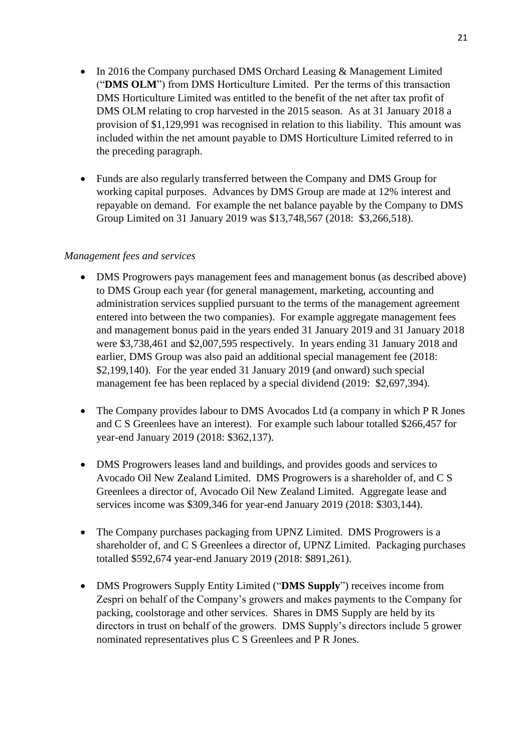- In 2016 the Company purchased DMS Orchard Leasing & Management Limited ("**DMS OLM**") from DMS Horticulture Limited. Per the terms of this transaction DMS Horticulture Limited was entitled to the benefit of the net after tax profit of DMS OLM relating to crop harvested in the 2015 season. As at 31 January 2018 a provision of $1,129,991 was recognised in relation to this liability. This amount was included within the net amount payable to DMS Horticulture Limited referred to in the preceding paragraph.

- Funds are also regularly transferred between the Company and DMS Group for working capital purposes. Advances by DMS Group are made at 12% interest and repayable on demand. For example the net balance payable by the Company to DMS Group Limited on 31 January 2019 was $13,748,567 (2018: $3,266,518).

*Management fees and services*

- DMS Progrowers pays management fees and management bonus (as described above) to DMS Group each year (for general management, marketing, accounting and administration services supplied pursuant to the terms of the management agreement entered into between the two companies). For example aggregate management fees and management bonus paid in the years ended 31 January 2019 and 31 January 2018 were $3,738,461 and $2,007,595 respectively. In years ending 31 January 2018 and earlier, DMS Group was also paid an additional special management fee (2018: $2,199,140). For the year ended 31 January 2019 (and onward) such special management fee has been replaced by a special dividend (2019: $2,697,394).

- The Company provides labour to DMS Avocados Ltd (a company in which P R Jones and C S Greenlees have an interest). For example such labour totalled $266,457 for year-end January 2019 (2018: $362,137).

- DMS Progrowers leases land and buildings, and provides goods and services to Avocado Oil New Zealand Limited. DMS Progrowers is a shareholder of, and C S Greenlees a director of, Avocado Oil New Zealand Limited. Aggregate lease and services income was $309,346 for year-end January 2019 (2018: $303,144).

- The Company purchases packaging from UPNZ Limited. DMS Progrowers is a shareholder of, and C S Greenlees a director of, UPNZ Limited. Packaging purchases totalled $592,674 year-end January 2019 (2018: $891,261).

- DMS Progrowers Supply Entity Limited ("**DMS Supply**") receives income from Zespri on behalf of the Company's growers and makes payments to the Company for packing, coolstorage and other services. Shares in DMS Supply are held by its directors in trust on behalf of the growers. DMS Supply's directors include 5 grower nominated representatives plus C S Greenlees and P R Jones.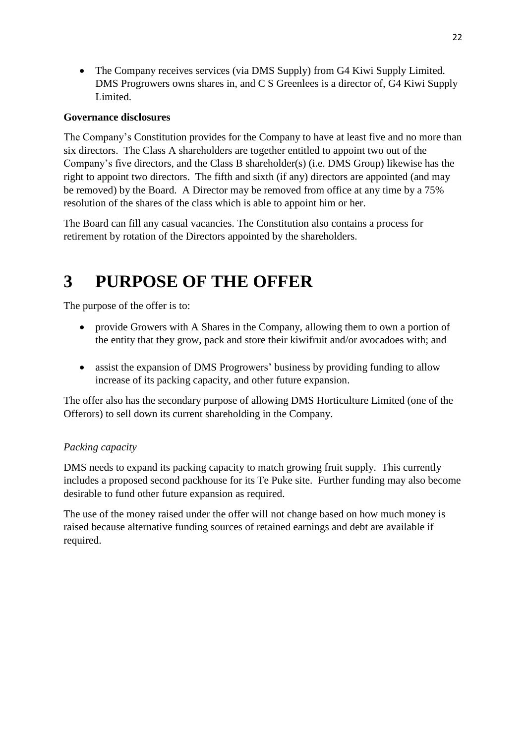- The Company receives services (via DMS Supply) from G4 Kiwi Supply Limited. DMS Progrowers owns shares in, and C S Greenlees is a director of, G4 Kiwi Supply Limited.

**Governance disclosures**

The Company's Constitution provides for the Company to have at least five and no more than six directors. The Class A shareholders are together entitled to appoint two out of the Company's five directors, and the Class B shareholder(s) (i.e. DMS Group) likewise has the right to appoint two directors. The fifth and sixth (if any) directors are appointed (and may be removed) by the Board. A Director may be removed from office at any time by a 75% resolution of the shares of the class which is able to appoint him or her.

The Board can fill any casual vacancies. The Constitution also contains a process for retirement by rotation of the Directors appointed by the shareholders.

# 3 PURPOSE OF THE OFFER

The purpose of the offer is to:

- provide Growers with A Shares in the Company, allowing them to own a portion of the entity that they grow, pack and store their kiwifruit and/or avocadoes with; and
- assist the expansion of DMS Progrowers' business by providing funding to allow increase of its packing capacity, and other future expansion.

The offer also has the secondary purpose of allowing DMS Horticulture Limited (one of the Offerors) to sell down its current shareholding in the Company.

*Packing capacity*

DMS needs to expand its packing capacity to match growing fruit supply. This currently includes a proposed second packhouse for its Te Puke site. Further funding may also become desirable to fund other future expansion as required.

The use of the money raised under the offer will not change based on how much money is raised because alternative funding sources of retained earnings and debt are available if required.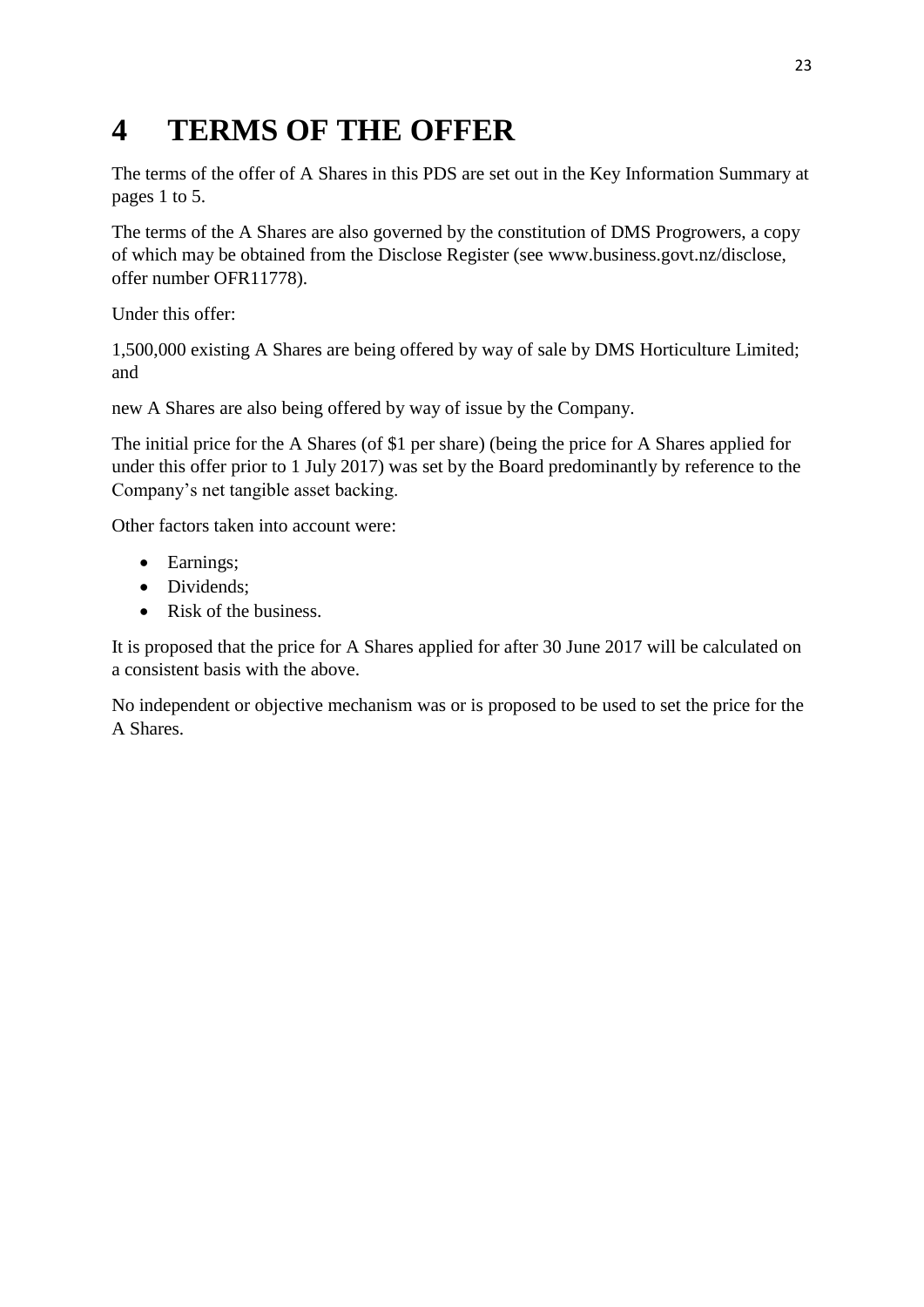# 4 TERMS OF THE OFFER

The terms of the offer of A Shares in this PDS are set out in the Key Information Summary at pages 1 to 5.

The terms of the A Shares are also governed by the constitution of DMS Progrowers, a copy of which may be obtained from the Disclose Register (see www.business.govt.nz/disclose, offer number OFR11778).

Under this offer:

1,500,000 existing A Shares are being offered by way of sale by DMS Horticulture Limited; and

new A Shares are also being offered by way of issue by the Company.

The initial price for the A Shares (of $1 per share) (being the price for A Shares applied for under this offer prior to 1 July 2017) was set by the Board predominantly by reference to the Company's net tangible asset backing.

Other factors taken into account were:

- Earnings;
- Dividends;
- Risk of the business.

It is proposed that the price for A Shares applied for after 30 June 2017 will be calculated on a consistent basis with the above.

No independent or objective mechanism was or is proposed to be used to set the price for the A Shares.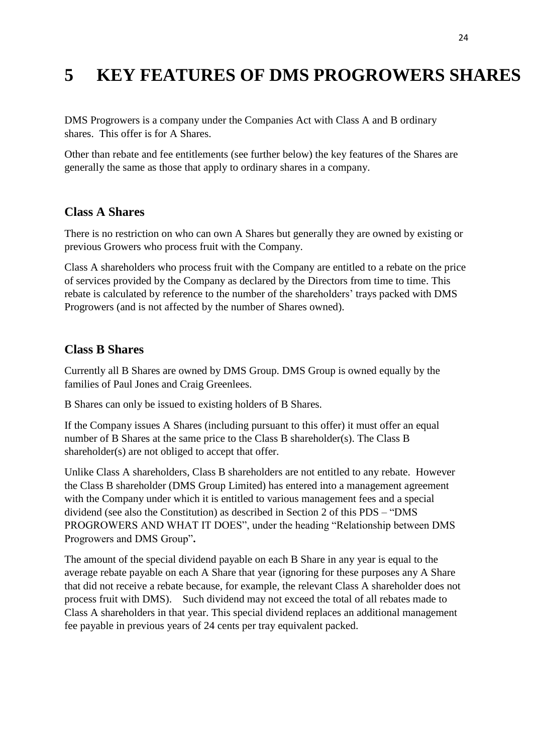# 5 KEY FEATURES OF DMS PROGROWERS SHARES

DMS Progrowers is a company under the Companies Act with Class A and B ordinary shares. This offer is for A Shares.

Other than rebate and fee entitlements (see further below) the key features of the Shares are generally the same as those that apply to ordinary shares in a company.

## Class A Shares

There is no restriction on who can own A Shares but generally they are owned by existing or previous Growers who process fruit with the Company.

Class A shareholders who process fruit with the Company are entitled to a rebate on the price of services provided by the Company as declared by the Directors from time to time. This rebate is calculated by reference to the number of the shareholders' trays packed with DMS Progrowers (and is not affected by the number of Shares owned).

## Class B Shares

Currently all B Shares are owned by DMS Group. DMS Group is owned equally by the families of Paul Jones and Craig Greenlees.

B Shares can only be issued to existing holders of B Shares.

If the Company issues A Shares (including pursuant to this offer) it must offer an equal number of B Shares at the same price to the Class B shareholder(s). The Class B shareholder(s) are not obliged to accept that offer.

Unlike Class A shareholders, Class B shareholders are not entitled to any rebate. However the Class B shareholder (DMS Group Limited) has entered into a management agreement with the Company under which it is entitled to various management fees and a special dividend (see also the Constitution) as described in Section 2 of this PDS – "DMS PROGROWERS AND WHAT IT DOES", under the heading "Relationship between DMS Progrowers and DMS Group"**.**

The amount of the special dividend payable on each B Share in any year is equal to the average rebate payable on each A Share that year (ignoring for these purposes any A Share that did not receive a rebate because, for example, the relevant Class A shareholder does not process fruit with DMS). Such dividend may not exceed the total of all rebates made to Class A shareholders in that year. This special dividend replaces an additional management fee payable in previous years of 24 cents per tray equivalent packed.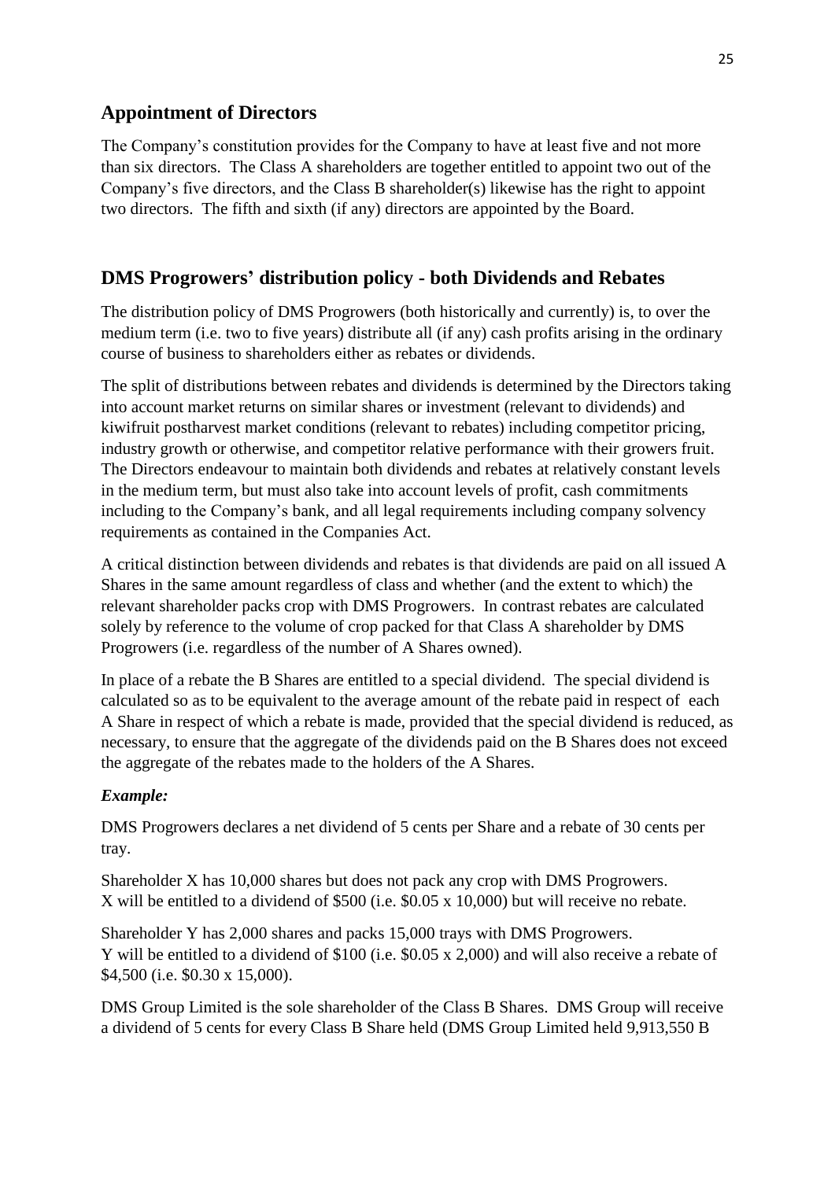## Appointment of Directors

The Company's constitution provides for the Company to have at least five and not more than six directors. The Class A shareholders are together entitled to appoint two out of the Company's five directors, and the Class B shareholder(s) likewise has the right to appoint two directors. The fifth and sixth (if any) directors are appointed by the Board.

## DMS Progrowers' distribution policy - both Dividends and Rebates

The distribution policy of DMS Progrowers (both historically and currently) is, to over the medium term (i.e. two to five years) distribute all (if any) cash profits arising in the ordinary course of business to shareholders either as rebates or dividends.

The split of distributions between rebates and dividends is determined by the Directors taking into account market returns on similar shares or investment (relevant to dividends) and kiwifruit postharvest market conditions (relevant to rebates) including competitor pricing, industry growth or otherwise, and competitor relative performance with their growers fruit. The Directors endeavour to maintain both dividends and rebates at relatively constant levels in the medium term, but must also take into account levels of profit, cash commitments including to the Company's bank, and all legal requirements including company solvency requirements as contained in the Companies Act.

A critical distinction between dividends and rebates is that dividends are paid on all issued A Shares in the same amount regardless of class and whether (and the extent to which) the relevant shareholder packs crop with DMS Progrowers. In contrast rebates are calculated solely by reference to the volume of crop packed for that Class A shareholder by DMS Progrowers (i.e. regardless of the number of A Shares owned).

In place of a rebate the B Shares are entitled to a special dividend. The special dividend is calculated so as to be equivalent to the average amount of the rebate paid in respect of each A Share in respect of which a rebate is made, provided that the special dividend is reduced, as necessary, to ensure that the aggregate of the dividends paid on the B Shares does not exceed the aggregate of the rebates made to the holders of the A Shares.

***Example:***

DMS Progrowers declares a net dividend of 5 cents per Share and a rebate of 30 cents per tray.

Shareholder X has 10,000 shares but does not pack any crop with DMS Progrowers.
X will be entitled to a dividend of $500 (i.e. $0.05 x 10,000) but will receive no rebate.

Shareholder Y has 2,000 shares and packs 15,000 trays with DMS Progrowers.
Y will be entitled to a dividend of $100 (i.e. $0.05 x 2,000) and will also receive a rebate of $4,500 (i.e. $0.30 x 15,000).

DMS Group Limited is the sole shareholder of the Class B Shares. DMS Group will receive a dividend of 5 cents for every Class B Share held (DMS Group Limited held 9,913,550 B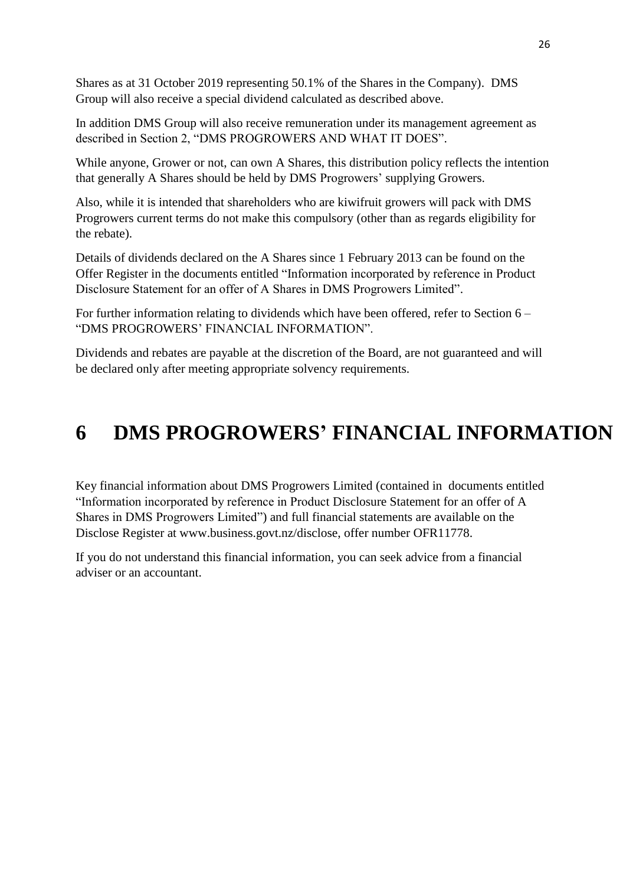Shares as at 31 October 2019 representing 50.1% of the Shares in the Company). DMS Group will also receive a special dividend calculated as described above.

In addition DMS Group will also receive remuneration under its management agreement as described in Section 2, "DMS PROGROWERS AND WHAT IT DOES".

While anyone, Grower or not, can own A Shares, this distribution policy reflects the intention that generally A Shares should be held by DMS Progrowers' supplying Growers.

Also, while it is intended that shareholders who are kiwifruit growers will pack with DMS Progrowers current terms do not make this compulsory (other than as regards eligibility for the rebate).

Details of dividends declared on the A Shares since 1 February 2013 can be found on the Offer Register in the documents entitled "Information incorporated by reference in Product Disclosure Statement for an offer of A Shares in DMS Progrowers Limited".

For further information relating to dividends which have been offered, refer to Section 6 – "DMS PROGROWERS' FINANCIAL INFORMATION".

Dividends and rebates are payable at the discretion of the Board, are not guaranteed and will be declared only after meeting appropriate solvency requirements.

# 6 DMS PROGROWERS' FINANCIAL INFORMATION

Key financial information about DMS Progrowers Limited (contained in documents entitled "Information incorporated by reference in Product Disclosure Statement for an offer of A Shares in DMS Progrowers Limited") and full financial statements are available on the Disclose Register at www.business.govt.nz/disclose, offer number OFR11778.

If you do not understand this financial information, you can seek advice from a financial adviser or an accountant.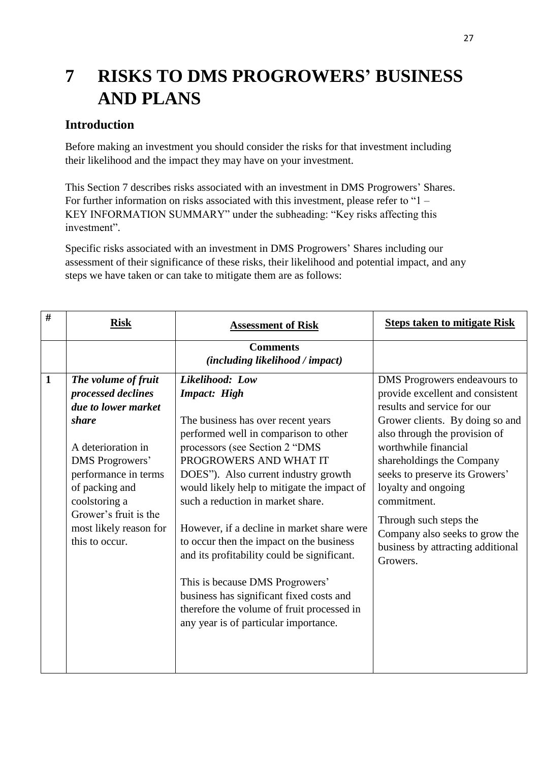# 7 RISKS TO DMS PROGROWERS' BUSINESS AND PLANS

## Introduction

Before making an investment you should consider the risks for that investment including their likelihood and the impact they may have on your investment.

This Section 7 describes risks associated with an investment in DMS Progrowers' Shares. For further information on risks associated with this investment, please refer to "1 – KEY INFORMATION SUMMARY" under the subheading: "Key risks affecting this investment".

Specific risks associated with an investment in DMS Progrowers' Shares including our assessment of their significance of these risks, their likelihood and potential impact, and any steps we have taken or can take to mitigate them are as follows:

| # | Risk | Assessment of Risk | Steps taken to mitigate Risk |
|---|---|---|---|
| | | **Comments** *(including likelihood / impact)* | |
| **1** | ***The volume of fruit processed declines due to lower market share***<br><br>A deterioration in DMS Progrowers' performance in terms of packing and coolstoring a Grower's fruit is the most likely reason for this to occur. | ***Likelihood: Low***<br>***Impact: High***<br><br>The business has over recent years performed well in comparison to other processors (see Section 2 "DMS PROGROWERS AND WHAT IT DOES"). Also current industry growth would likely help to mitigate the impact of such a reduction in market share.<br><br>However, if a decline in market share were to occur then the impact on the business and its profitability could be significant.<br><br>This is because DMS Progrowers' business has significant fixed costs and therefore the volume of fruit processed in any year is of particular importance. | DMS Progrowers endeavours to provide excellent and consistent results and service for our Grower clients. By doing so and also through the provision of worthwhile financial shareholdings the Company seeks to preserve its Growers' loyalty and ongoing commitment.<br><br>Through such steps the Company also seeks to grow the business by attracting additional Growers. |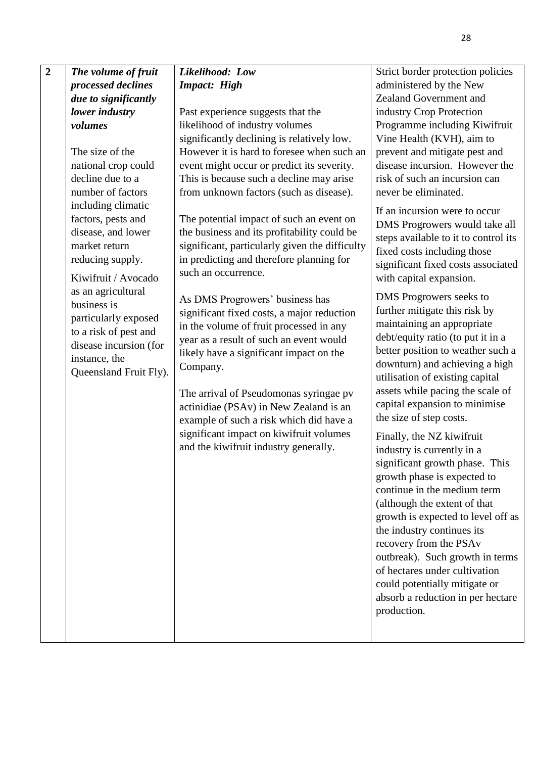| | | | |
|---|---|---|---|
| **2** | ***The volume of fruit processed declines due to significantly lower industry volumes***<br><br>The size of the national crop could decline due to a number of factors including climatic factors, pests and disease, and lower market return reducing supply.<br><br>Kiwifruit / Avocado as an agricultural business is particularly exposed to a risk of pest and disease incursion (for instance, the Queensland Fruit Fly). | ***Likelihood: Low***<br>***Impact: High***<br><br>Past experience suggests that the likelihood of industry volumes significantly declining is relatively low. However it is hard to foresee when such an event might occur or predict its severity. This is because such a decline may arise from unknown factors (such as disease).<br><br>The potential impact of such an event on the business and its profitability could be significant, particularly given the difficulty in predicting and therefore planning for such an occurrence.<br><br>As DMS Progrowers' business has significant fixed costs, a major reduction in the volume of fruit processed in any year as a result of such an event would likely have a significant impact on the Company.<br><br>The arrival of Pseudomonas syringae pv actinidiae (PSAv) in New Zealand is an example of such a risk which did have a significant impact on kiwifruit volumes and the kiwifruit industry generally. | Strict border protection policies administered by the New Zealand Government and industry Crop Protection Programme including Kiwifruit Vine Health (KVH), aim to prevent and mitigate pest and disease incursion. However the risk of such an incursion can never be eliminated.<br><br>If an incursion were to occur DMS Progrowers would take all steps available to it to control its fixed costs including those significant fixed costs associated with capital expansion.<br><br>DMS Progrowers seeks to further mitigate this risk by maintaining an appropriate debt/equity ratio (to put it in a better position to weather such a downturn) and achieving a high utilisation of existing capital assets while pacing the scale of capital expansion to minimise the size of step costs.<br><br>Finally, the NZ kiwifruit industry is currently in a significant growth phase. This growth phase is expected to continue in the medium term (although the extent of that growth is expected to level off as the industry continues its recovery from the PSAv outbreak). Such growth in terms of hectares under cultivation could potentially mitigate or absorb a reduction in per hectare production. |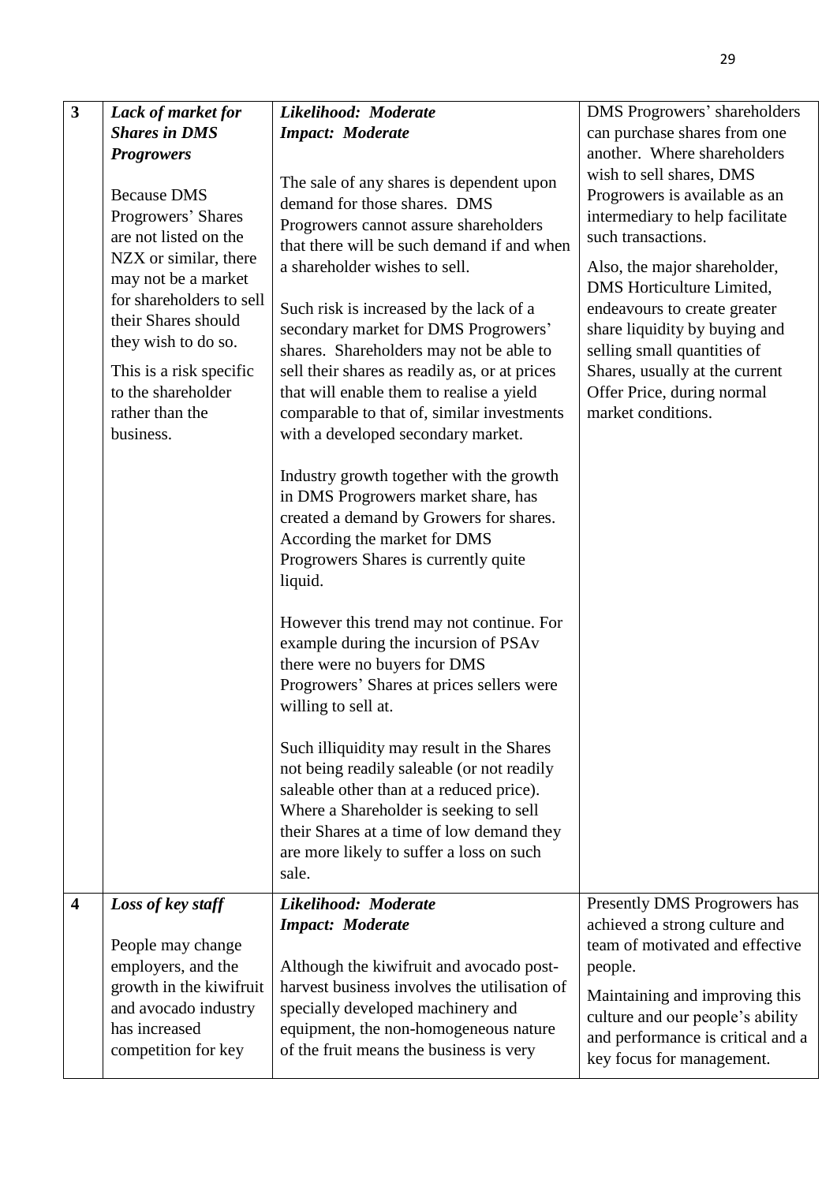| | | | |
|---|---|---|---|
| **3** | ***Lack of market for Shares in DMS Progrowers***<br><br>Because DMS Progrowers' Shares are not listed on the NZX or similar, there may not be a market for shareholders to sell their Shares should they wish to do so.<br><br>This is a risk specific to the shareholder rather than the business. | ***Likelihood: Moderate***<br>***Impact: Moderate***<br><br>The sale of any shares is dependent upon demand for those shares. DMS Progrowers cannot assure shareholders that there will be such demand if and when a shareholder wishes to sell.<br><br>Such risk is increased by the lack of a secondary market for DMS Progrowers' shares. Shareholders may not be able to sell their shares as readily as, or at prices that will enable them to realise a yield comparable to that of, similar investments with a developed secondary market.<br><br>Industry growth together with the growth in DMS Progrowers market share, has created a demand by Growers for shares. According the market for DMS Progrowers Shares is currently quite liquid.<br><br>However this trend may not continue. For example during the incursion of PSAv there were no buyers for DMS Progrowers' Shares at prices sellers were willing to sell at.<br><br>Such illiquidity may result in the Shares not being readily saleable (or not readily saleable other than at a reduced price). Where a Shareholder is seeking to sell their Shares at a time of low demand they are more likely to suffer a loss on such sale. | DMS Progrowers' shareholders can purchase shares from one another. Where shareholders wish to sell shares, DMS Progrowers is available as an intermediary to help facilitate such transactions.<br><br>Also, the major shareholder, DMS Horticulture Limited, endeavours to create greater share liquidity by buying and selling small quantities of Shares, usually at the current Offer Price, during normal market conditions. |
| **4** | ***Loss of key staff***<br><br>People may change employers, and the growth in the kiwifruit and avocado industry has increased competition for key | ***Likelihood: Moderate***<br>***Impact: Moderate***<br><br>Although the kiwifruit and avocado post-harvest business involves the utilisation of specially developed machinery and equipment, the non-homogeneous nature of the fruit means the business is very | Presently DMS Progrowers has achieved a strong culture and team of motivated and effective people.<br><br>Maintaining and improving this culture and our people's ability and performance is critical and a key focus for management. |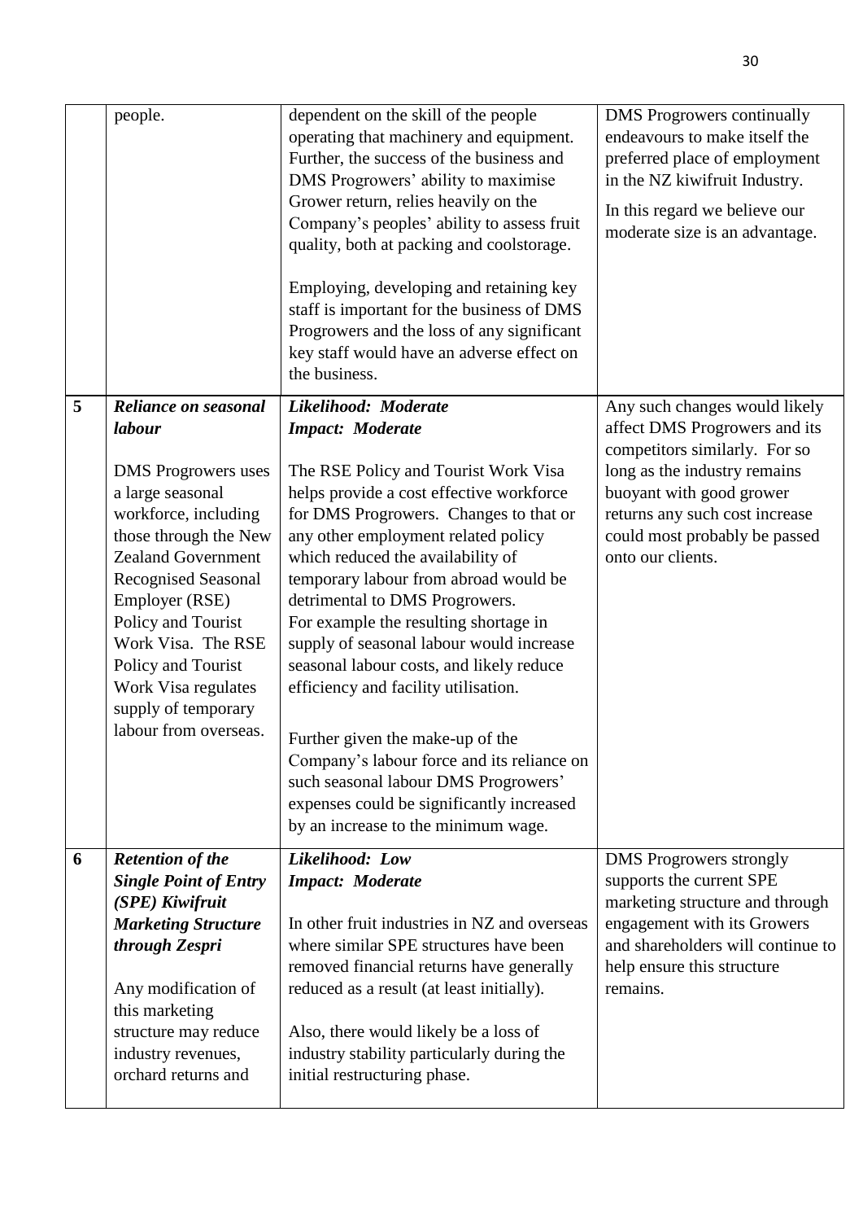| | | | |
|---|---|---|---|
| | people. | dependent on the skill of the people operating that machinery and equipment. Further, the success of the business and DMS Progrowers' ability to maximise Grower return, relies heavily on the Company's peoples' ability to assess fruit quality, both at packing and coolstorage.<br><br>Employing, developing and retaining key staff is important for the business of DMS Progrowers and the loss of any significant key staff would have an adverse effect on the business. | DMS Progrowers continually endeavours to make itself the preferred place of employment in the NZ kiwifruit Industry.<br><br>In this regard we believe our moderate size is an advantage. |
| **5** | ***Reliance on seasonal labour***<br><br>DMS Progrowers uses a large seasonal workforce, including those through the New Zealand Government Recognised Seasonal Employer (RSE) Policy and Tourist Work Visa. The RSE Policy and Tourist Work Visa regulates supply of temporary labour from overseas. | ***Likelihood: Moderate***<br>***Impact: Moderate***<br><br>The RSE Policy and Tourist Work Visa helps provide a cost effective workforce for DMS Progrowers. Changes to that or any other employment related policy which reduced the availability of temporary labour from abroad would be detrimental to DMS Progrowers.<br>For example the resulting shortage in supply of seasonal labour would increase seasonal labour costs, and likely reduce efficiency and facility utilisation.<br><br>Further given the make-up of the Company's labour force and its reliance on such seasonal labour DMS Progrowers' expenses could be significantly increased by an increase to the minimum wage. | Any such changes would likely affect DMS Progrowers and its competitors similarly. For so long as the industry remains buoyant with good grower returns any such cost increase could most probably be passed onto our clients. |
| **6** | ***Retention of the Single Point of Entry (SPE) Kiwifruit Marketing Structure through Zespri***<br><br>Any modification of this marketing structure may reduce industry revenues, orchard returns and | ***Likelihood: Low***<br>***Impact: Moderate***<br><br>In other fruit industries in NZ and overseas where similar SPE structures have been removed financial returns have generally reduced as a result (at least initially).<br><br>Also, there would likely be a loss of industry stability particularly during the initial restructuring phase. | DMS Progrowers strongly supports the current SPE marketing structure and through engagement with its Growers and shareholders will continue to help ensure this structure remains. |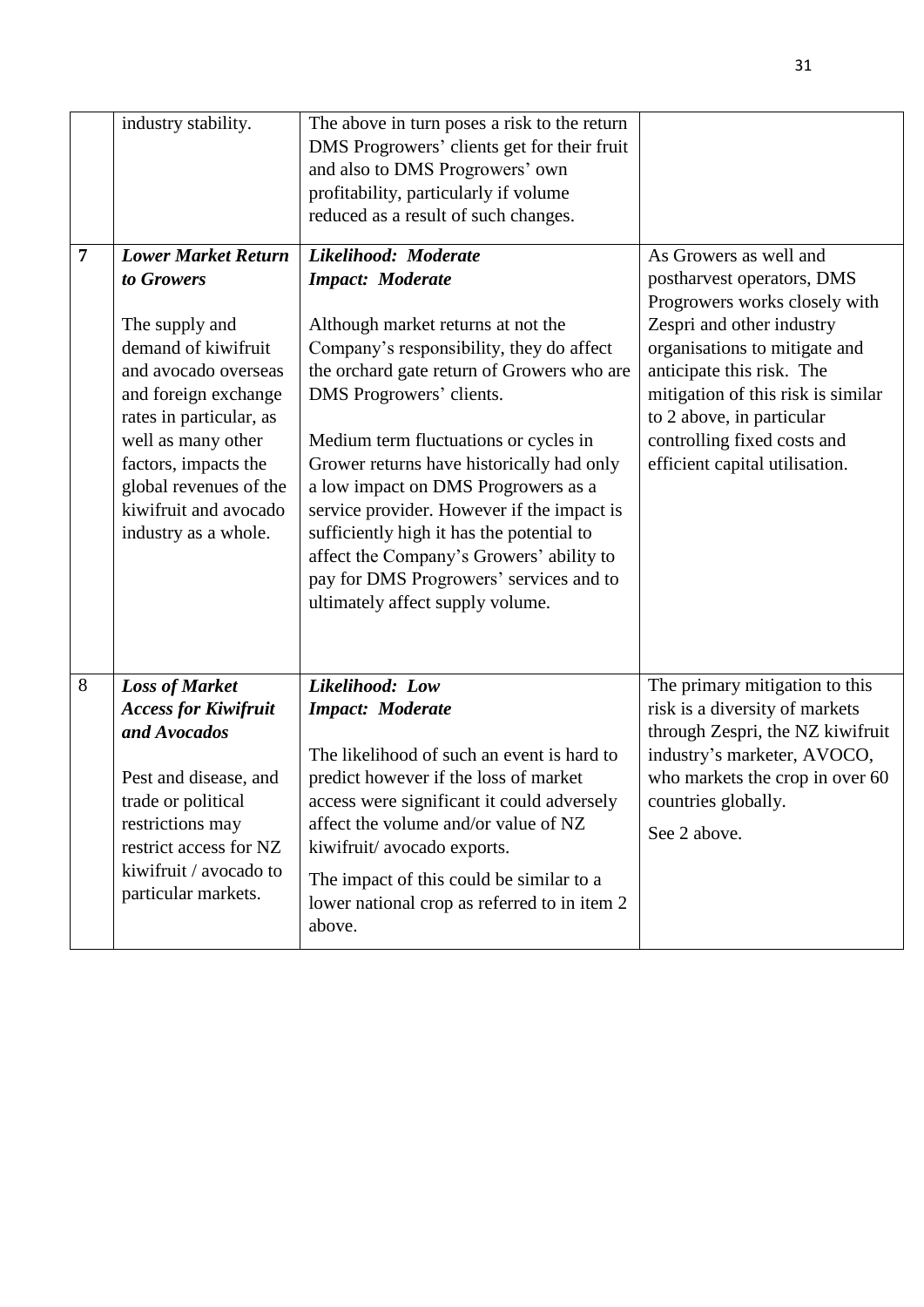|  |  |  |  |
|---|---|---|---|
|  | industry stability. | The above in turn poses a risk to the return DMS Progrowers' clients get for their fruit and also to DMS Progrowers' own profitability, particularly if volume reduced as a result of such changes. |  |
| **7** | ***Lower Market Return to Growers***<br><br>The supply and demand of kiwifruit and avocado overseas and foreign exchange rates in particular, as well as many other factors, impacts the global revenues of the kiwifruit and avocado industry as a whole. | ***Likelihood: Moderate***<br>***Impact: Moderate***<br><br>Although market returns at not the Company's responsibility, they do affect the orchard gate return of Growers who are DMS Progrowers' clients.<br><br>Medium term fluctuations or cycles in Grower returns have historically had only a low impact on DMS Progrowers as a service provider. However if the impact is sufficiently high it has the potential to affect the Company's Growers' ability to pay for DMS Progrowers' services and to ultimately affect supply volume. | As Growers as well and postharvest operators, DMS Progrowers works closely with Zespri and other industry organisations to mitigate and anticipate this risk. The mitigation of this risk is similar to 2 above, in particular controlling fixed costs and efficient capital utilisation. |
| 8 | ***Loss of Market Access for Kiwifruit and Avocados***<br><br>Pest and disease, and trade or political restrictions may restrict access for NZ kiwifruit / avocado to particular markets. | ***Likelihood: Low***<br>***Impact: Moderate***<br><br>The likelihood of such an event is hard to predict however if the loss of market access were significant it could adversely affect the volume and/or value of NZ kiwifruit/ avocado exports.<br><br>The impact of this could be similar to a lower national crop as referred to in item 2 above. | The primary mitigation to this risk is a diversity of markets through Zespri, the NZ kiwifruit industry's marketer, AVOCO, who markets the crop in over 60 countries globally.<br><br>See 2 above. |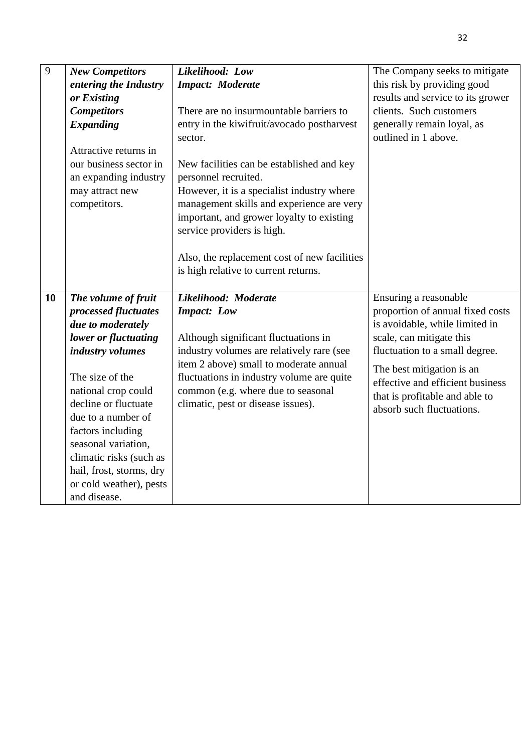| | | | |
|---|---|---|---|
| 9 | ***New Competitors entering the Industry or Existing Competitors Expanding***<br><br>Attractive returns in our business sector in an expanding industry may attract new competitors. | ***Likelihood: Low***<br>***Impact: Moderate***<br><br>There are no insurmountable barriers to entry in the kiwifruit/avocado postharvest sector.<br><br>New facilities can be established and key personnel recruited.<br>However, it is a specialist industry where management skills and experience are very important, and grower loyalty to existing service providers is high.<br><br>Also, the replacement cost of new facilities is high relative to current returns. | The Company seeks to mitigate this risk by providing good results and service to its grower clients. Such customers generally remain loyal, as outlined in 1 above. |
| **10** | ***The volume of fruit processed fluctuates due to moderately lower or fluctuating industry volumes***<br><br>The size of the national crop could decline or fluctuate due to a number of factors including seasonal variation, climatic risks (such as hail, frost, storms, dry or cold weather), pests and disease. | ***Likelihood: Moderate***<br>***Impact: Low***<br><br>Although significant fluctuations in industry volumes are relatively rare (see item 2 above) small to moderate annual fluctuations in industry volume are quite common (e.g. where due to seasonal climatic, pest or disease issues). | Ensuring a reasonable proportion of annual fixed costs is avoidable, while limited in scale, can mitigate this fluctuation to a small degree.<br><br>The best mitigation is an effective and efficient business that is profitable and able to absorb such fluctuations. |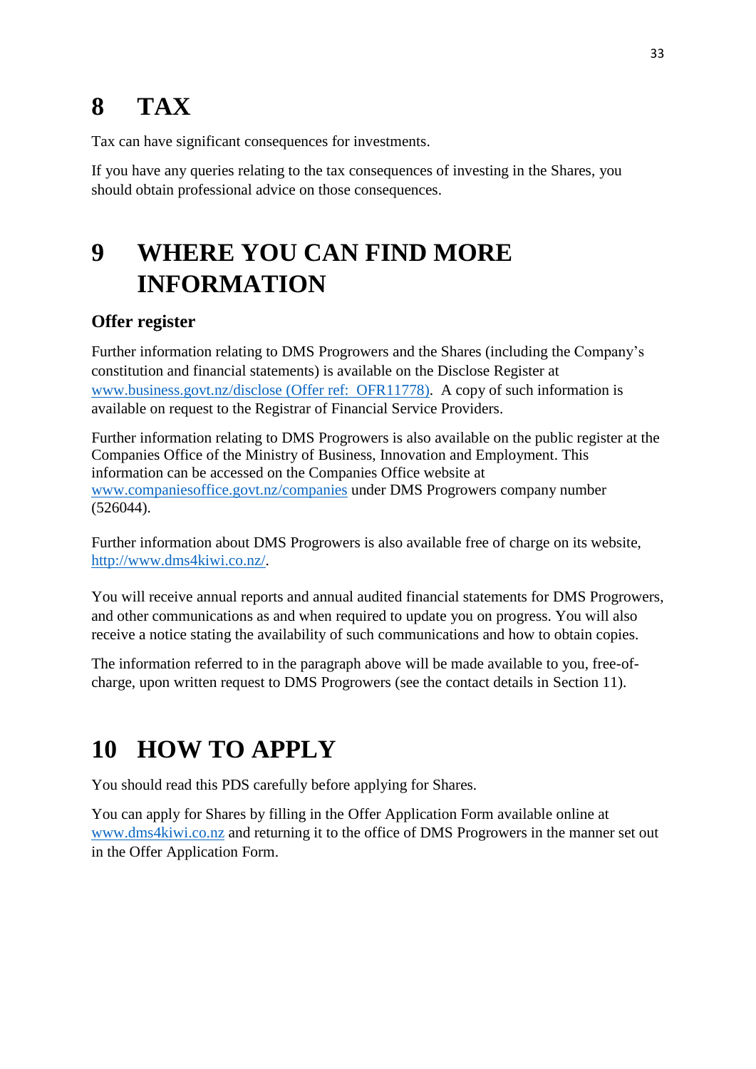# 8 TAX

Tax can have significant consequences for investments.

If you have any queries relating to the tax consequences of investing in the Shares, you should obtain professional advice on those consequences.

# 9 WHERE YOU CAN FIND MORE INFORMATION

## Offer register

Further information relating to DMS Progrowers and the Shares (including the Company's constitution and financial statements) is available on the Disclose Register at www.business.govt.nz/disclose (Offer ref: OFR11778). A copy of such information is available on request to the Registrar of Financial Service Providers.

Further information relating to DMS Progrowers is also available on the public register at the Companies Office of the Ministry of Business, Innovation and Employment. This information can be accessed on the Companies Office website at www.companiesoffice.govt.nz/companies under DMS Progrowers company number (526044).

Further information about DMS Progrowers is also available free of charge on its website, http://www.dms4kiwi.co.nz/.

You will receive annual reports and annual audited financial statements for DMS Progrowers, and other communications as and when required to update you on progress. You will also receive a notice stating the availability of such communications and how to obtain copies.

The information referred to in the paragraph above will be made available to you, free-of-charge, upon written request to DMS Progrowers (see the contact details in Section 11).

# 10 HOW TO APPLY

You should read this PDS carefully before applying for Shares.

You can apply for Shares by filling in the Offer Application Form available online at www.dms4kiwi.co.nz and returning it to the office of DMS Progrowers in the manner set out in the Offer Application Form.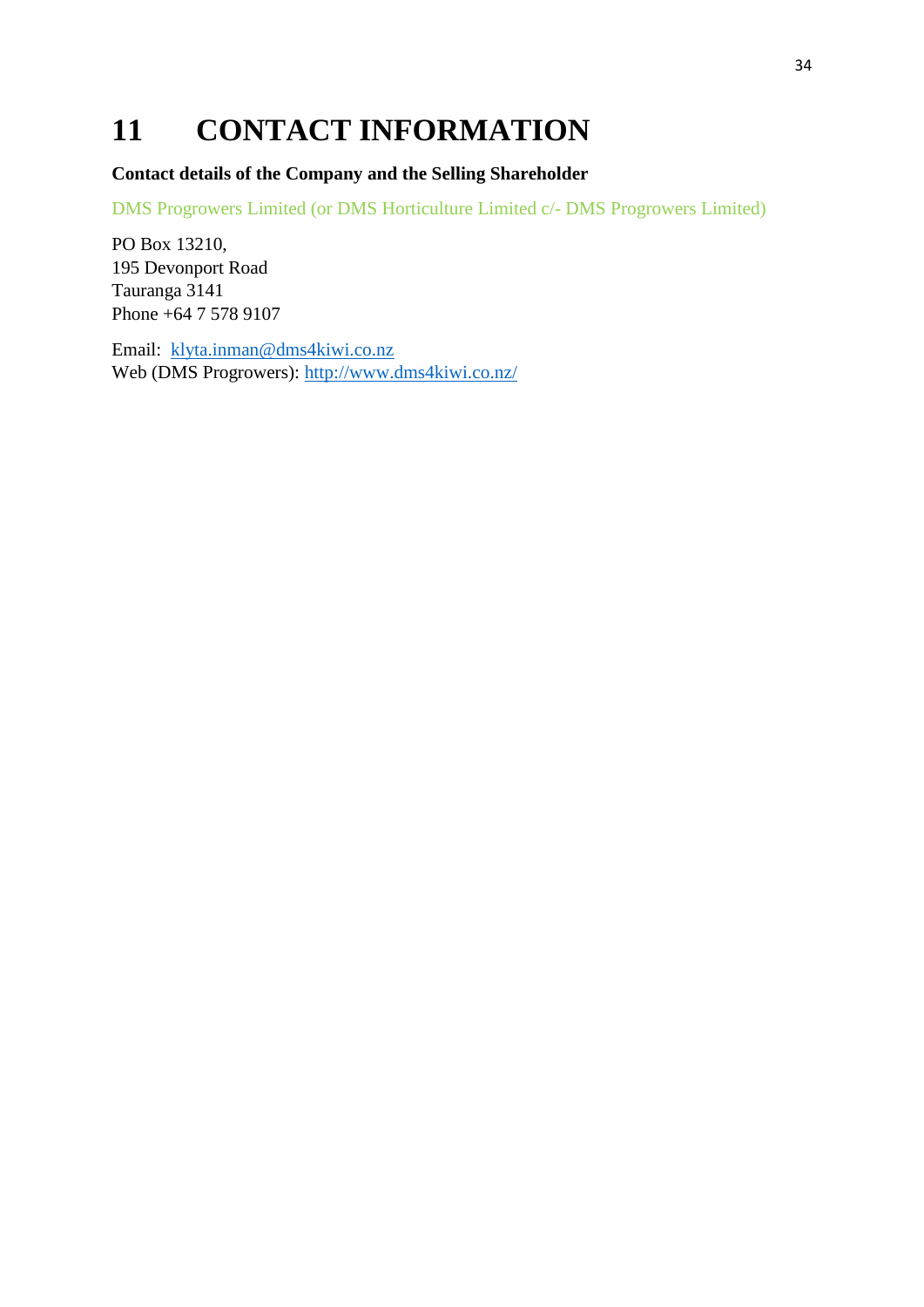# 11 CONTACT INFORMATION

**Contact details of the Company and the Selling Shareholder**

DMS Progrowers Limited (or DMS Horticulture Limited c/- DMS Progrowers Limited)

PO Box 13210,
195 Devonport Road
Tauranga 3141
Phone +64 7 578 9107

Email: klyta.inman@dms4kiwi.co.nz
Web (DMS Progrowers): http://www.dms4kiwi.co.nz/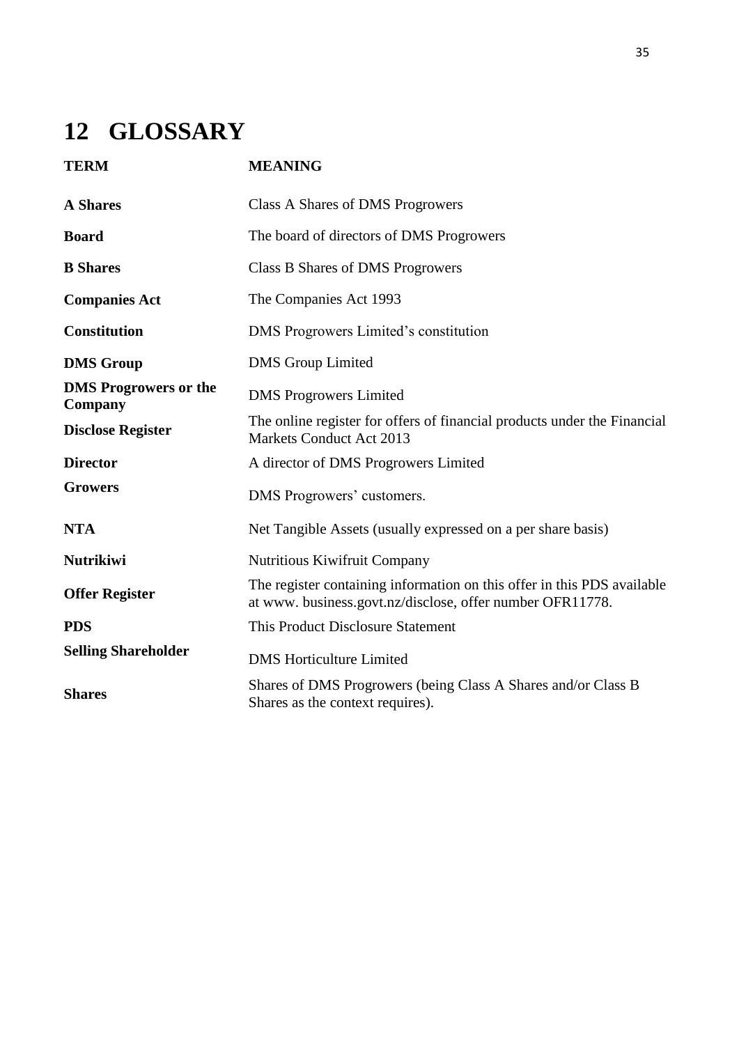# 12 GLOSSARY

| TERM | MEANING |
|---|---|
| **A Shares** | Class A Shares of DMS Progrowers |
| **Board** | The board of directors of DMS Progrowers |
| **B Shares** | Class B Shares of DMS Progrowers |
| **Companies Act** | The Companies Act 1993 |
| **Constitution** | DMS Progrowers Limited's constitution |
| **DMS Group** | DMS Group Limited |
| **DMS Progrowers or the Company** | DMS Progrowers Limited |
| **Disclose Register** | The online register for offers of financial products under the Financial Markets Conduct Act 2013 |
| **Director** | A director of DMS Progrowers Limited |
| **Growers** | DMS Progrowers' customers. |
| **NTA** | Net Tangible Assets (usually expressed on a per share basis) |
| **Nutrikiwi** | Nutritious Kiwifruit Company |
| **Offer Register** | The register containing information on this offer in this PDS available at www. business.govt.nz/disclose, offer number OFR11778. |
| **PDS** | This Product Disclosure Statement |
| **Selling Shareholder** | DMS Horticulture Limited |
| **Shares** | Shares of DMS Progrowers (being Class A Shares and/or Class B Shares as the context requires). |